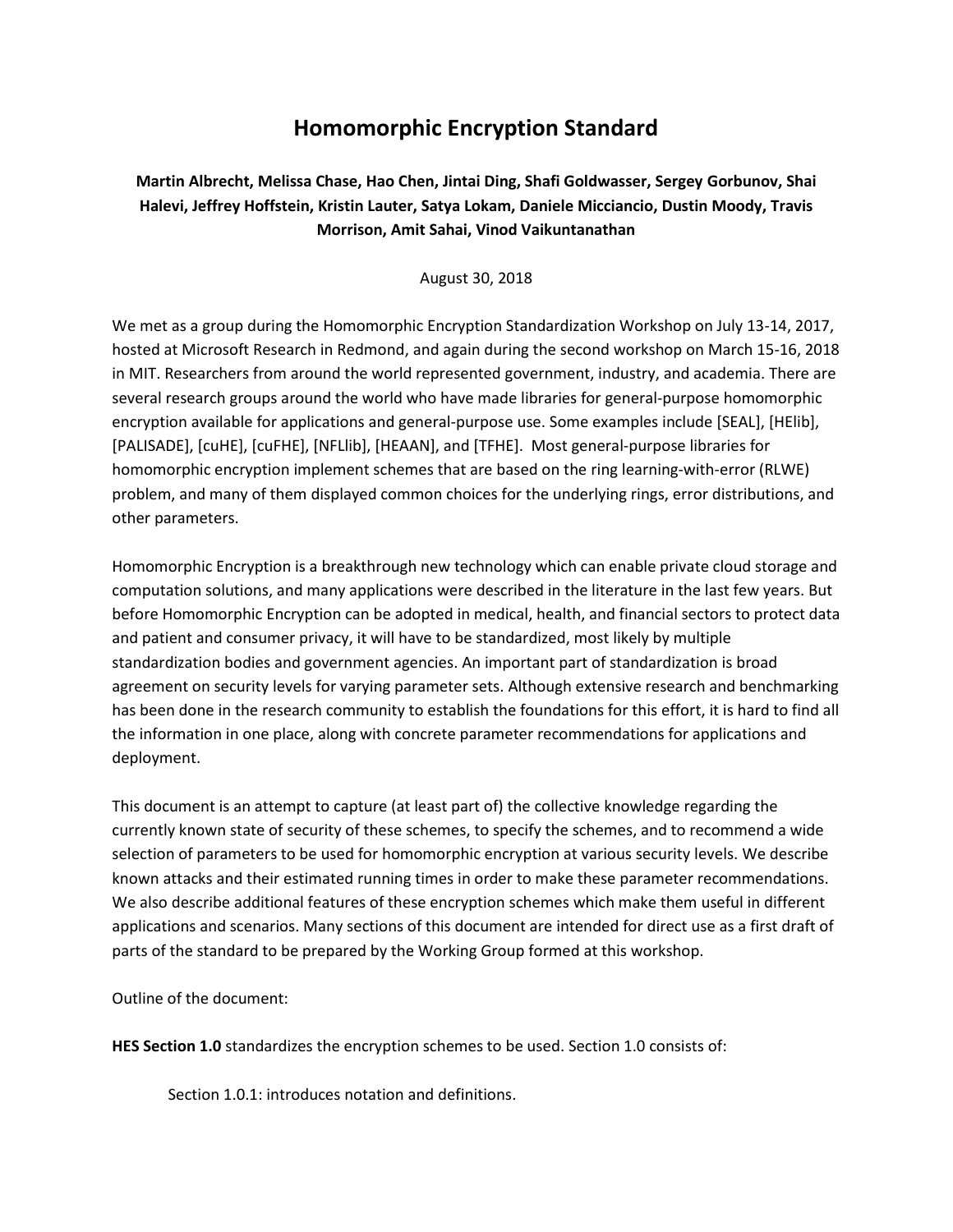# Homomorphic Encryption Standard

**Martin Albrecht, Melissa Chase, Hao Chen, Jintai Ding, Shafi Goldwasser, Sergey Gorbunov, Shai Halevi, Jeffrey Hoffstein, Kristin Lauter, Satya Lokam, Daniele Micciancio, Dustin Moody, Travis Morrison, Amit Sahai, Vinod Vaikuntanathan**

August 30, 2018

We met as a group during the Homomorphic Encryption Standardization Workshop on July 13-14, 2017, hosted at Microsoft Research in Redmond, and again during the second workshop on March 15-16, 2018 in MIT. Researchers from around the world represented government, industry, and academia. There are several research groups around the world who have made libraries for general-purpose homomorphic encryption available for applications and general-purpose use. Some examples include [SEAL], [HElib], [PALISADE], [cuHE], [cuFHE], [NFLlib], [HEAAN], and [TFHE]. Most general-purpose libraries for homomorphic encryption implement schemes that are based on the ring learning-with-error (RLWE) problem, and many of them displayed common choices for the underlying rings, error distributions, and other parameters.

Homomorphic Encryption is a breakthrough new technology which can enable private cloud storage and computation solutions, and many applications were described in the literature in the last few years. But before Homomorphic Encryption can be adopted in medical, health, and financial sectors to protect data and patient and consumer privacy, it will have to be standardized, most likely by multiple standardization bodies and government agencies. An important part of standardization is broad agreement on security levels for varying parameter sets. Although extensive research and benchmarking has been done in the research community to establish the foundations for this effort, it is hard to find all the information in one place, along with concrete parameter recommendations for applications and deployment.

This document is an attempt to capture (at least part of) the collective knowledge regarding the currently known state of security of these schemes, to specify the schemes, and to recommend a wide selection of parameters to be used for homomorphic encryption at various security levels. We describe known attacks and their estimated running times in order to make these parameter recommendations. We also describe additional features of these encryption schemes which make them useful in different applications and scenarios. Many sections of this document are intended for direct use as a first draft of parts of the standard to be prepared by the Working Group formed at this workshop.

Outline of the document:

**HES Section 1.0** standardizes the encryption schemes to be used. Section 1.0 consists of:

Section 1.0.1: introduces notation and definitions.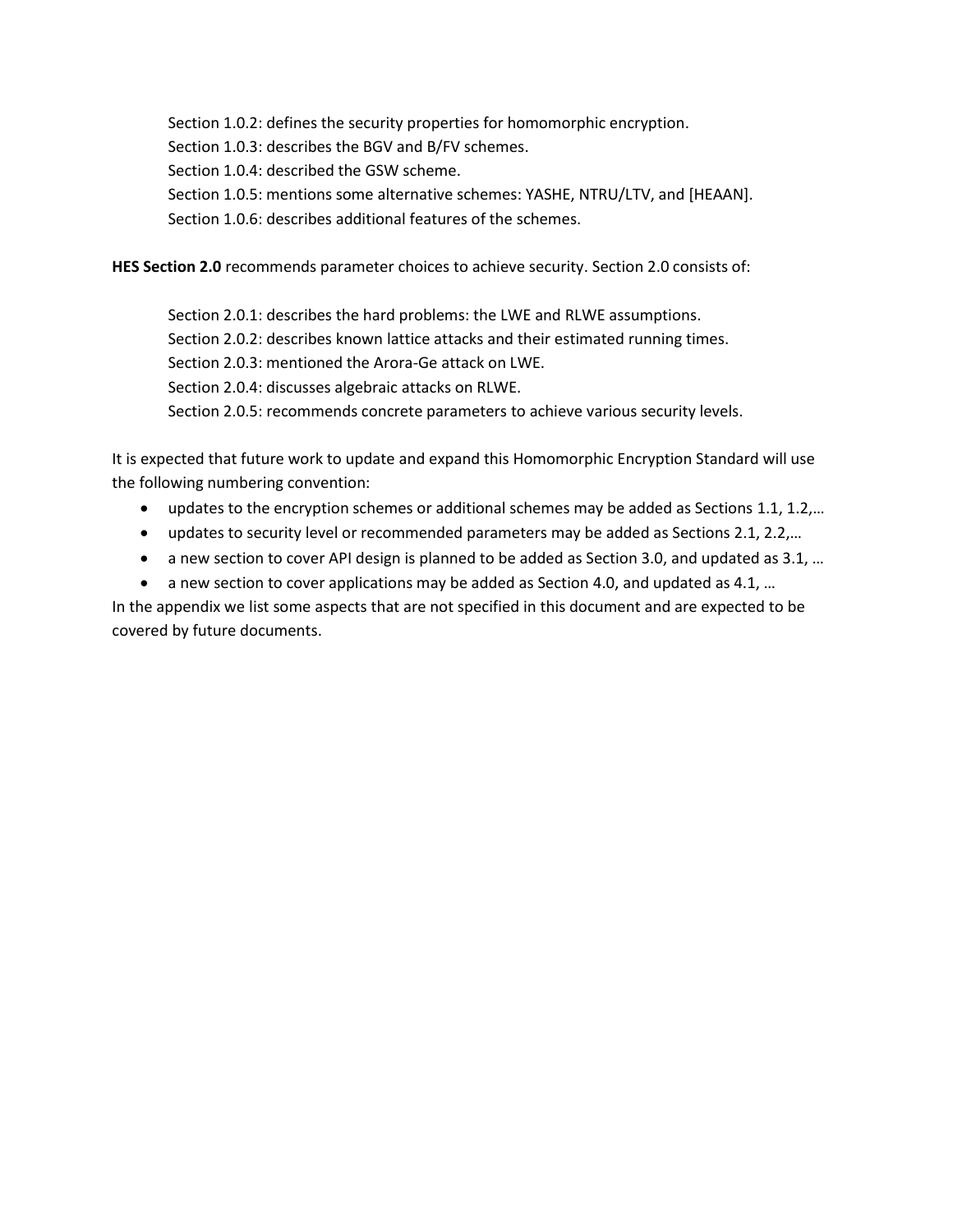Section 1.0.2: defines the security properties for homomorphic encryption.
Section 1.0.3: describes the BGV and B/FV schemes.
Section 1.0.4: described the GSW scheme.
Section 1.0.5: mentions some alternative schemes: YASHE, NTRU/LTV, and [HEAAN].
Section 1.0.6: describes additional features of the schemes.

**HES Section 2.0** recommends parameter choices to achieve security. Section 2.0 consists of:

Section 2.0.1: describes the hard problems: the LWE and RLWE assumptions.
Section 2.0.2: describes known lattice attacks and their estimated running times.
Section 2.0.3: mentioned the Arora-Ge attack on LWE.
Section 2.0.4: discusses algebraic attacks on RLWE.
Section 2.0.5: recommends concrete parameters to achieve various security levels.

It is expected that future work to update and expand this Homomorphic Encryption Standard will use the following numbering convention:

- updates to the encryption schemes or additional schemes may be added as Sections 1.1, 1.2,…
- updates to security level or recommended parameters may be added as Sections 2.1, 2.2,…
- a new section to cover API design is planned to be added as Section 3.0, and updated as 3.1, …
- a new section to cover applications may be added as Section 4.0, and updated as 4.1, …

In the appendix we list some aspects that are not specified in this document and are expected to be covered by future documents.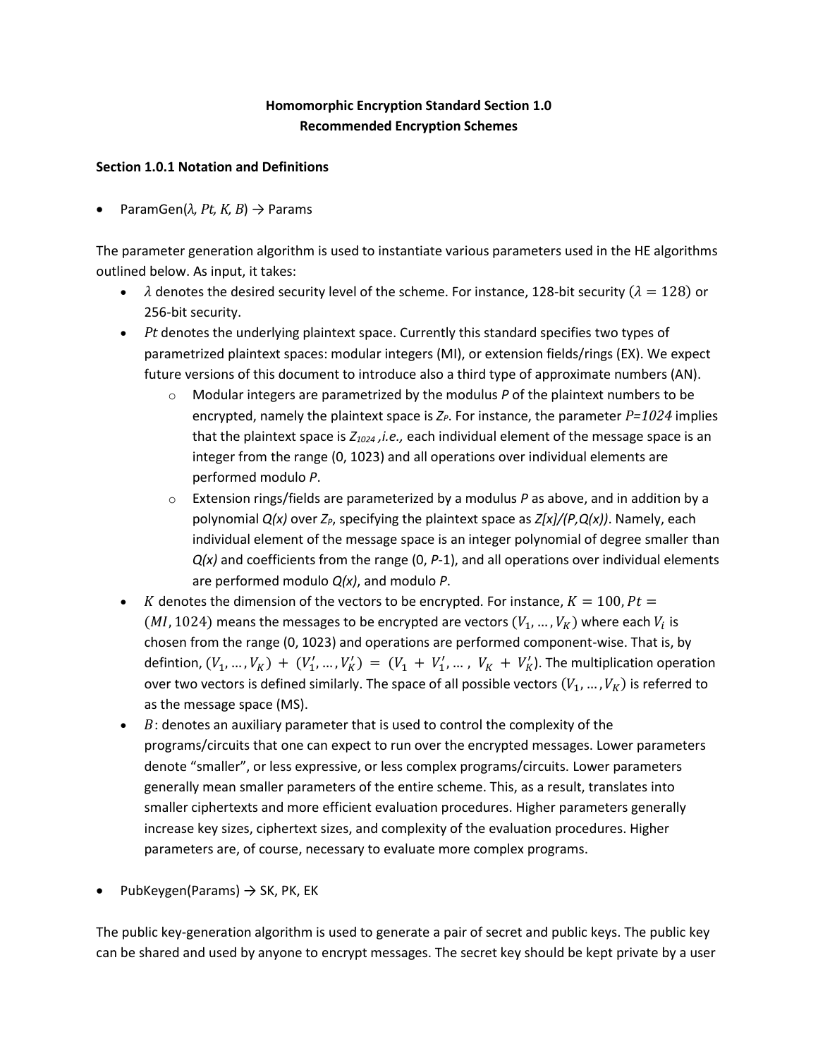**Homomorphic Encryption Standard Section 1.0**
**Recommended Encryption Schemes**

**Section 1.0.1 Notation and Definitions**

- ParamGen($\lambda$, $Pt$, $K$, $B$) → Params

The parameter generation algorithm is used to instantiate various parameters used in the HE algorithms outlined below. As input, it takes:

- $\lambda$ denotes the desired security level of the scheme. For instance, 128-bit security ($\lambda = 128$) or 256-bit security.
- $Pt$ denotes the underlying plaintext space. Currently this standard specifies two types of parametrized plaintext spaces: modular integers (MI), or extension fields/rings (EX). We expect future versions of this document to introduce also a third type of approximate numbers (AN).
  - Modular integers are parametrized by the modulus *P* of the plaintext numbers to be encrypted, namely the plaintext space is $Z_P$. For instance, the parameter $P=1024$ implies that the plaintext space is $Z_{1024}$ *,i.e.,* each individual element of the message space is an integer from the range (0, 1023) and all operations over individual elements are performed modulo *P*.
  - Extension rings/fields are parameterized by a modulus *P* as above, and in addition by a polynomial *Q(x)* over $Z_P$, specifying the plaintext space as *Z[x]/(P,Q(x))*. Namely, each individual element of the message space is an integer polynomial of degree smaller than *Q(x)* and coefficients from the range (0, *P*-1), and all operations over individual elements are performed modulo *Q(x)*, and modulo *P*.
- $K$ denotes the dimension of the vectors to be encrypted. For instance, $K = 100, Pt = (MI, 1024)$ means the messages to be encrypted are vectors $(V_1, \ldots, V_K)$ where each $V_i$ is chosen from the range (0, 1023) and operations are performed component-wise. That is, by defintion, $(V_1, \ldots, V_K) + (V_1', \ldots, V_K') = (V_1 + V_1', \ldots, V_K + V_K')$. The multiplication operation over two vectors is defined similarly. The space of all possible vectors $(V_1, \ldots, V_K)$ is referred to as the message space (MS).
- $B$: denotes an auxiliary parameter that is used to control the complexity of the programs/circuits that one can expect to run over the encrypted messages. Lower parameters denote "smaller", or less expressive, or less complex programs/circuits. Lower parameters generally mean smaller parameters of the entire scheme. This, as a result, translates into smaller ciphertexts and more efficient evaluation procedures. Higher parameters generally increase key sizes, ciphertext sizes, and complexity of the evaluation procedures. Higher parameters are, of course, necessary to evaluate more complex programs.

- PubKeygen(Params) → SK, PK, EK

The public key-generation algorithm is used to generate a pair of secret and public keys. The public key can be shared and used by anyone to encrypt messages. The secret key should be kept private by a user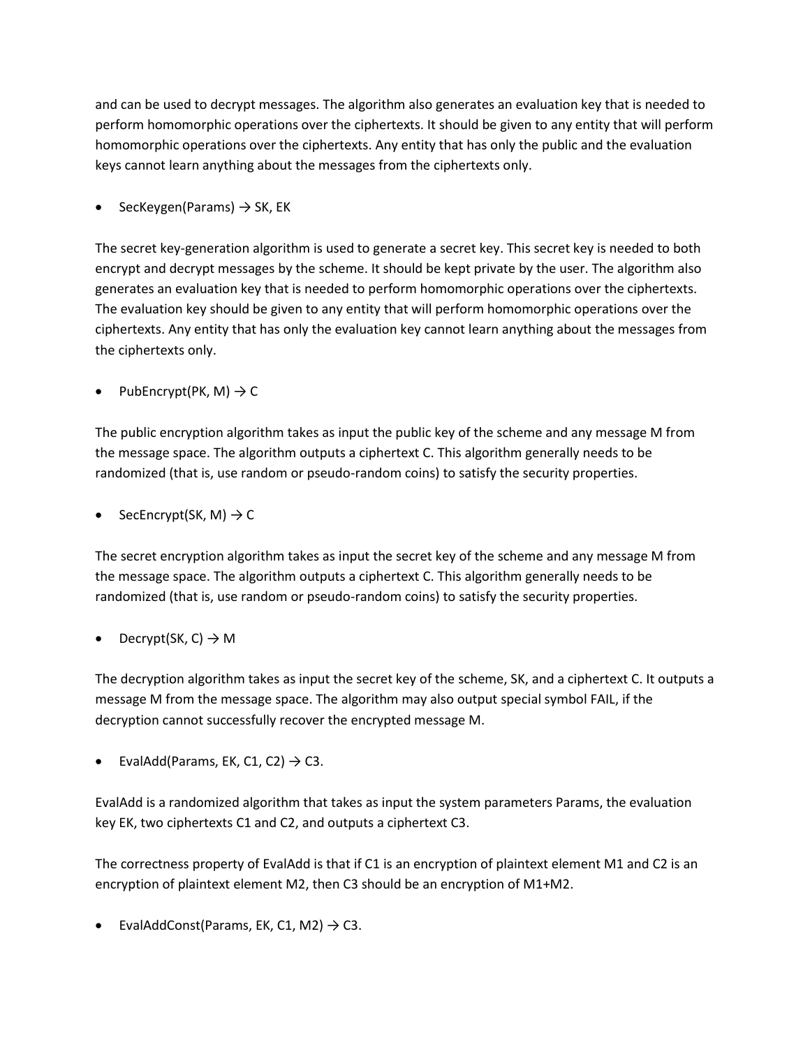and can be used to decrypt messages. The algorithm also generates an evaluation key that is needed to perform homomorphic operations over the ciphertexts. It should be given to any entity that will perform homomorphic operations over the ciphertexts. Any entity that has only the public and the evaluation keys cannot learn anything about the messages from the ciphertexts only.

- SecKeygen(Params) → SK, EK

The secret key-generation algorithm is used to generate a secret key. This secret key is needed to both encrypt and decrypt messages by the scheme. It should be kept private by the user. The algorithm also generates an evaluation key that is needed to perform homomorphic operations over the ciphertexts. The evaluation key should be given to any entity that will perform homomorphic operations over the ciphertexts. Any entity that has only the evaluation key cannot learn anything about the messages from the ciphertexts only.

- PubEncrypt(PK, M) → C

The public encryption algorithm takes as input the public key of the scheme and any message M from the message space. The algorithm outputs a ciphertext C. This algorithm generally needs to be randomized (that is, use random or pseudo-random coins) to satisfy the security properties.

- SecEncrypt(SK, M) → C

The secret encryption algorithm takes as input the secret key of the scheme and any message M from the message space. The algorithm outputs a ciphertext C. This algorithm generally needs to be randomized (that is, use random or pseudo-random coins) to satisfy the security properties.

- Decrypt(SK, C) → M

The decryption algorithm takes as input the secret key of the scheme, SK, and a ciphertext C. It outputs a message M from the message space. The algorithm may also output special symbol FAIL, if the decryption cannot successfully recover the encrypted message M.

- EvalAdd(Params, EK, C1, C2) → C3.

EvalAdd is a randomized algorithm that takes as input the system parameters Params, the evaluation key EK, two ciphertexts C1 and C2, and outputs a ciphertext C3.

The correctness property of EvalAdd is that if C1 is an encryption of plaintext element M1 and C2 is an encryption of plaintext element M2, then C3 should be an encryption of M1+M2.

- EvalAddConst(Params, EK, C1, M2) → C3.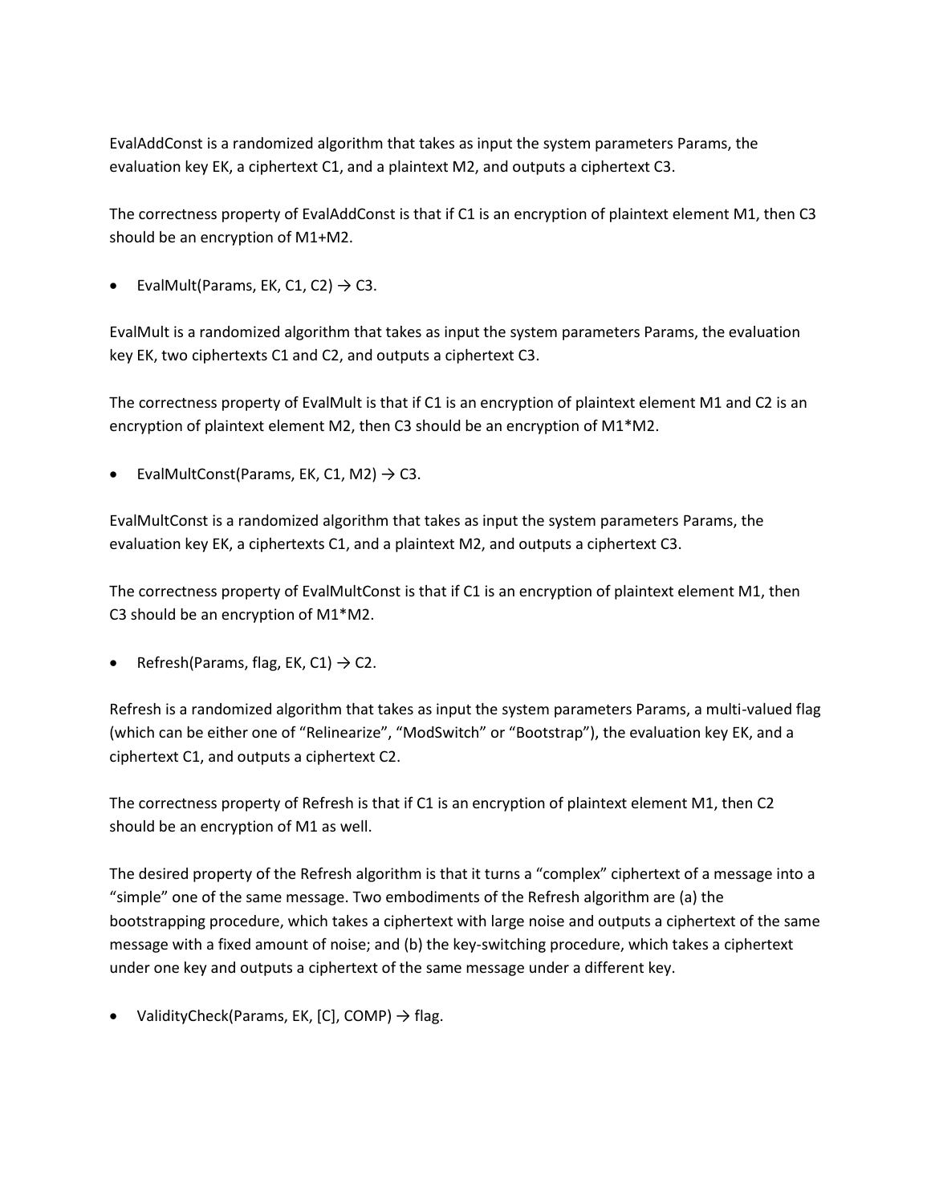EvalAddConst is a randomized algorithm that takes as input the system parameters Params, the evaluation key EK, a ciphertext C1, and a plaintext M2, and outputs a ciphertext C3.

The correctness property of EvalAddConst is that if C1 is an encryption of plaintext element M1, then C3 should be an encryption of M1+M2.

- EvalMult(Params, EK, C1, C2) → C3.

EvalMult is a randomized algorithm that takes as input the system parameters Params, the evaluation key EK, two ciphertexts C1 and C2, and outputs a ciphertext C3.

The correctness property of EvalMult is that if C1 is an encryption of plaintext element M1 and C2 is an encryption of plaintext element M2, then C3 should be an encryption of M1*M2.

- EvalMultConst(Params, EK, C1, M2) → C3.

EvalMultConst is a randomized algorithm that takes as input the system parameters Params, the evaluation key EK, a ciphertexts C1, and a plaintext M2, and outputs a ciphertext C3.

The correctness property of EvalMultConst is that if C1 is an encryption of plaintext element M1, then C3 should be an encryption of M1*M2.

- Refresh(Params, flag, EK, C1) → C2.

Refresh is a randomized algorithm that takes as input the system parameters Params, a multi-valued flag (which can be either one of "Relinearize", "ModSwitch" or "Bootstrap"), the evaluation key EK, and a ciphertext C1, and outputs a ciphertext C2.

The correctness property of Refresh is that if C1 is an encryption of plaintext element M1, then C2 should be an encryption of M1 as well.

The desired property of the Refresh algorithm is that it turns a "complex" ciphertext of a message into a "simple" one of the same message. Two embodiments of the Refresh algorithm are (a) the bootstrapping procedure, which takes a ciphertext with large noise and outputs a ciphertext of the same message with a fixed amount of noise; and (b) the key-switching procedure, which takes a ciphertext under one key and outputs a ciphertext of the same message under a different key.

- ValidityCheck(Params, EK, [C], COMP) → flag.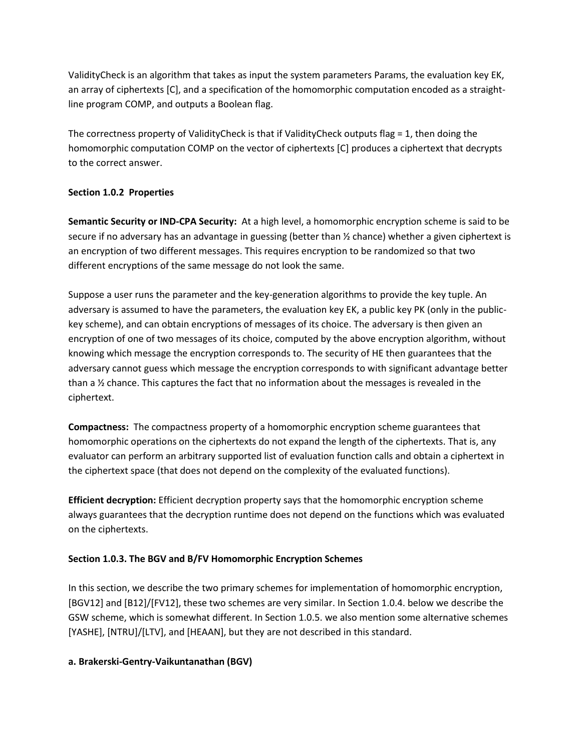ValidityCheck is an algorithm that takes as input the system parameters Params, the evaluation key EK, an array of ciphertexts [C], and a specification of the homomorphic computation encoded as a straight-line program COMP, and outputs a Boolean flag.

The correctness property of ValidityCheck is that if ValidityCheck outputs flag = 1, then doing the homomorphic computation COMP on the vector of ciphertexts [C] produces a ciphertext that decrypts to the correct answer.

### Section 1.0.2 Properties

**Semantic Security or IND-CPA Security:** At a high level, a homomorphic encryption scheme is said to be secure if no adversary has an advantage in guessing (better than ½ chance) whether a given ciphertext is an encryption of two different messages. This requires encryption to be randomized so that two different encryptions of the same message do not look the same.

Suppose a user runs the parameter and the key-generation algorithms to provide the key tuple. An adversary is assumed to have the parameters, the evaluation key EK, a public key PK (only in the public-key scheme), and can obtain encryptions of messages of its choice. The adversary is then given an encryption of one of two messages of its choice, computed by the above encryption algorithm, without knowing which message the encryption corresponds to. The security of HE then guarantees that the adversary cannot guess which message the encryption corresponds to with significant advantage better than a ½ chance. This captures the fact that no information about the messages is revealed in the ciphertext.

**Compactness:** The compactness property of a homomorphic encryption scheme guarantees that homomorphic operations on the ciphertexts do not expand the length of the ciphertexts. That is, any evaluator can perform an arbitrary supported list of evaluation function calls and obtain a ciphertext in the ciphertext space (that does not depend on the complexity of the evaluated functions).

**Efficient decryption:** Efficient decryption property says that the homomorphic encryption scheme always guarantees that the decryption runtime does not depend on the functions which was evaluated on the ciphertexts.

### Section 1.0.3. The BGV and B/FV Homomorphic Encryption Schemes

In this section, we describe the two primary schemes for implementation of homomorphic encryption, [BGV12] and [B12]/[FV12], these two schemes are very similar. In Section 1.0.4. below we describe the GSW scheme, which is somewhat different. In Section 1.0.5. we also mention some alternative schemes [YASHE], [NTRU]/[LTV], and [HEAAN], but they are not described in this standard.

**a. Brakerski-Gentry-Vaikuntanathan (BGV)**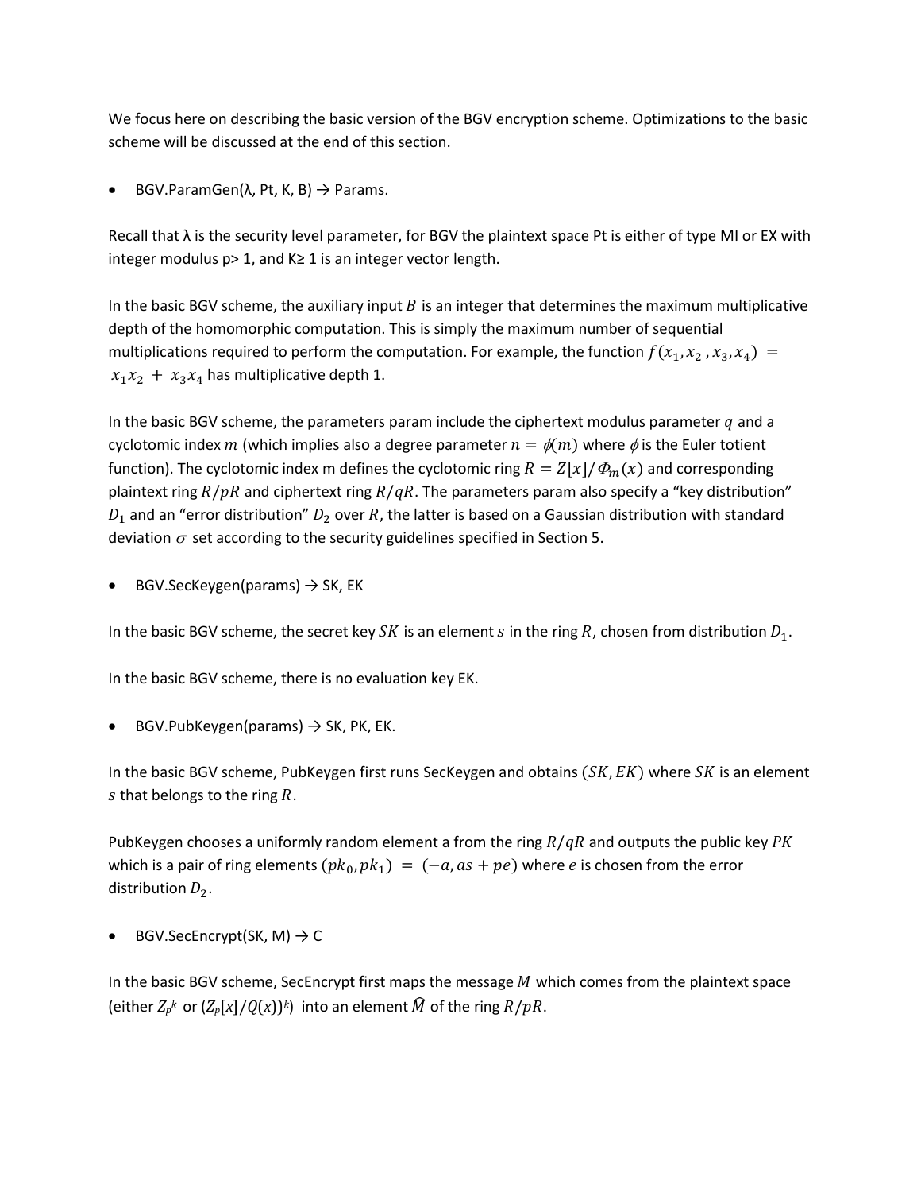We focus here on describing the basic version of the BGV encryption scheme. Optimizations to the basic scheme will be discussed at the end of this section.

- BGV.ParamGen(λ, Pt, K, B) → Params.

Recall that λ is the security level parameter, for BGV the plaintext space Pt is either of type MI or EX with integer modulus p> 1, and K≥ 1 is an integer vector length.

In the basic BGV scheme, the auxiliary input $B$ is an integer that determines the maximum multiplicative depth of the homomorphic computation. This is simply the maximum number of sequential multiplications required to perform the computation. For example, the function $f(x_1, x_2, x_3, x_4) = x_1 x_2 + x_3 x_4$ has multiplicative depth 1.

In the basic BGV scheme, the parameters param include the ciphertext modulus parameter $q$ and a cyclotomic index $m$ (which implies also a degree parameter $n = \phi(m)$ where $\phi$ is the Euler totient function). The cyclotomic index m defines the cyclotomic ring $R = Z[x]/\Phi_m(x)$ and corresponding plaintext ring $R/pR$ and ciphertext ring $R/qR$. The parameters param also specify a "key distribution" $D_1$ and an "error distribution" $D_2$ over $R$, the latter is based on a Gaussian distribution with standard deviation $\sigma$ set according to the security guidelines specified in Section 5.

- BGV.SecKeygen(params) → SK, EK

In the basic BGV scheme, the secret key $SK$ is an element $s$ in the ring $R$, chosen from distribution $D_1$.

In the basic BGV scheme, there is no evaluation key EK.

- BGV.PubKeygen(params) → SK, PK, EK.

In the basic BGV scheme, PubKeygen first runs SecKeygen and obtains $(SK, EK)$ where $SK$ is an element $s$ that belongs to the ring $R$.

PubKeygen chooses a uniformly random element a from the ring $R/qR$ and outputs the public key $PK$ which is a pair of ring elements $(pk_0, pk_1) = (-a, as + pe)$ where $e$ is chosen from the error distribution $D_2$.

- BGV.SecEncrypt(SK, M) → C

In the basic BGV scheme, SecEncrypt first maps the message $M$ which comes from the plaintext space (either $Z_p{}^k$ or $(Z_p[x]/Q(x))^k$) into an element $\widehat{M}$ of the ring $R/pR$.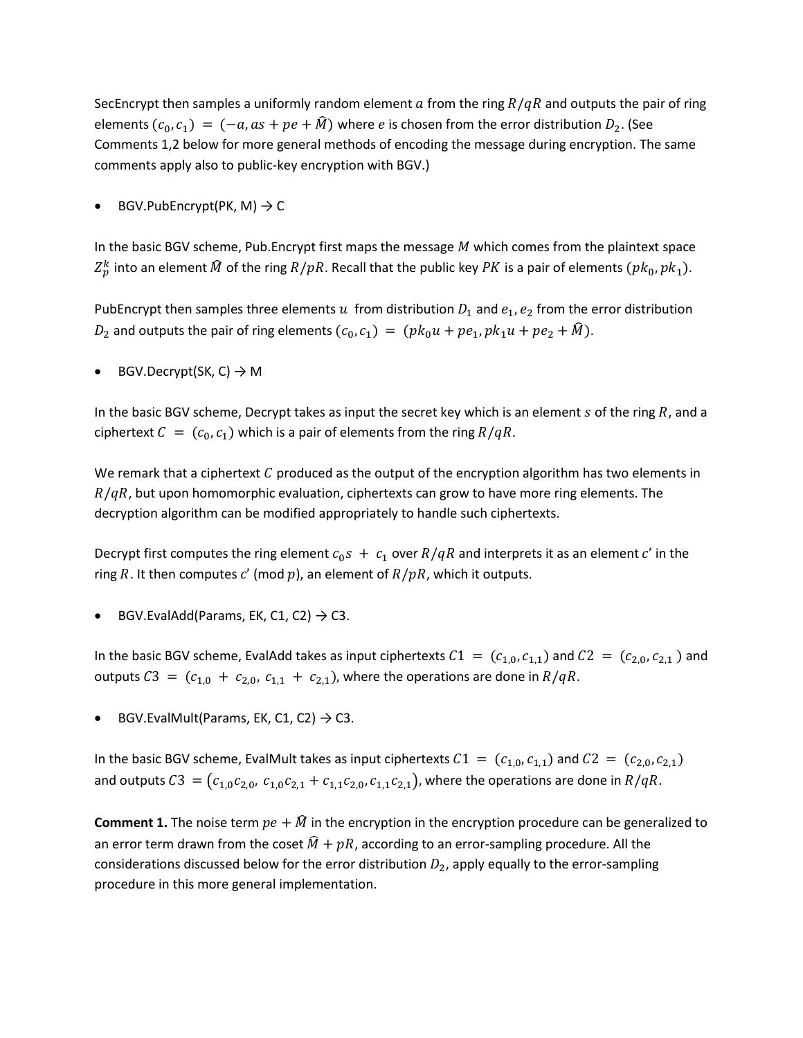SecEncrypt then samples a uniformly random element $a$ from the ring $R/qR$ and outputs the pair of ring elements $(c_0, c_1) = (-a, as + pe + \widehat{M})$ where $e$ is chosen from the error distribution $D_2$. (See Comments 1,2 below for more general methods of encoding the message during encryption. The same comments apply also to public-key encryption with BGV.)

- BGV.PubEncrypt(PK, M) → C

In the basic BGV scheme, Pub.Encrypt first maps the message $M$ which comes from the plaintext space $Z_p^k$ into an element $\widehat{M}$ of the ring $R/pR$. Recall that the public key $PK$ is a pair of elements $(pk_0, pk_1)$.

PubEncrypt then samples three elements $u$ from distribution $D_1$ and $e_1, e_2$ from the error distribution $D_2$ and outputs the pair of ring elements $(c_0, c_1) = (pk_0 u + pe_1, pk_1 u + pe_2 + \widehat{M})$.

- BGV.Decrypt(SK, C) → M

In the basic BGV scheme, Decrypt takes as input the secret key which is an element $s$ of the ring $R$, and a ciphertext $C = (c_0, c_1)$ which is a pair of elements from the ring $R/qR$.

We remark that a ciphertext $C$ produced as the output of the encryption algorithm has two elements in $R/qR$, but upon homomorphic evaluation, ciphertexts can grow to have more ring elements. The decryption algorithm can be modified appropriately to handle such ciphertexts.

Decrypt first computes the ring element $c_0 s + c_1$ over $R/qR$ and interprets it as an element $c'$ in the ring $R$. It then computes $c'$ (mod $p$), an element of $R/pR$, which it outputs.

- BGV.EvalAdd(Params, EK, C1, C2) → C3.

In the basic BGV scheme, EvalAdd takes as input ciphertexts $C1 = (c_{1,0}, c_{1,1})$ and $C2 = (c_{2,0}, c_{2,1})$ and outputs $C3 = (c_{1,0} + c_{2,0}, c_{1,1} + c_{2,1})$, where the operations are done in $R/qR$.

- BGV.EvalMult(Params, EK, C1, C2) → C3.

In the basic BGV scheme, EvalMult takes as input ciphertexts $C1 = (c_{1,0}, c_{1,1})$ and $C2 = (c_{2,0}, c_{2,1})$ and outputs $C3 = (c_{1,0}c_{2,0}, c_{1,0}c_{2,1} + c_{1,1}c_{2,0}, c_{1,1}c_{2,1})$, where the operations are done in $R/qR$.

**Comment 1.** The noise term $pe + \widehat{M}$ in the encryption in the encryption procedure can be generalized to an error term drawn from the coset $\widehat{M} + pR$, according to an error-sampling procedure. All the considerations discussed below for the error distribution $D_2$, apply equally to the error-sampling procedure in this more general implementation.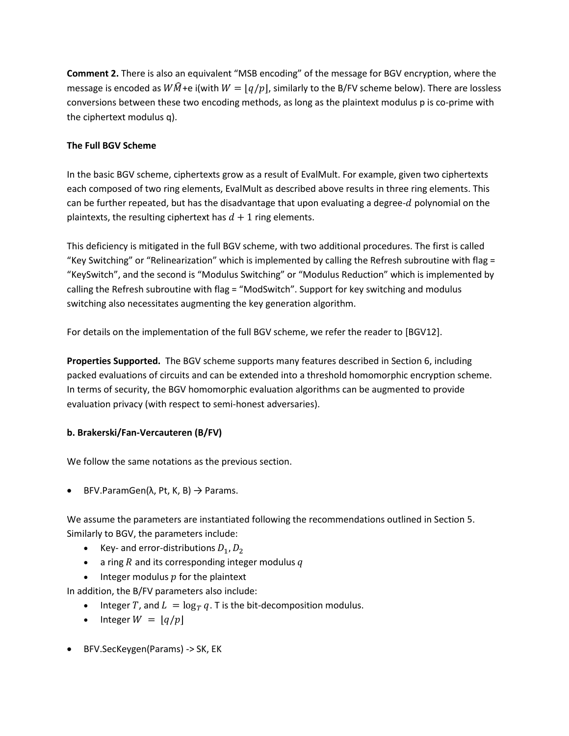**Comment 2.** There is also an equivalent "MSB encoding" of the message for BGV encryption, where the message is encoded as $W\widehat{M}$+e i(with $W = \lfloor q/p \rfloor$, similarly to the B/FV scheme below). There are lossless conversions between these two encoding methods, as long as the plaintext modulus p is co-prime with the ciphertext modulus q).

**The Full BGV Scheme**

In the basic BGV scheme, ciphertexts grow as a result of EvalMult. For example, given two ciphertexts each composed of two ring elements, EvalMult as described above results in three ring elements. This can be further repeated, but has the disadvantage that upon evaluating a degree-$d$ polynomial on the plaintexts, the resulting ciphertext has $d + 1$ ring elements.

This deficiency is mitigated in the full BGV scheme, with two additional procedures. The first is called "Key Switching" or "Relinearization" which is implemented by calling the Refresh subroutine with flag = "KeySwitch", and the second is "Modulus Switching" or "Modulus Reduction" which is implemented by calling the Refresh subroutine with flag = "ModSwitch". Support for key switching and modulus switching also necessitates augmenting the key generation algorithm.

For details on the implementation of the full BGV scheme, we refer the reader to [BGV12].

**Properties Supported.** The BGV scheme supports many features described in Section 6, including packed evaluations of circuits and can be extended into a threshold homomorphic encryption scheme. In terms of security, the BGV homomorphic evaluation algorithms can be augmented to provide evaluation privacy (with respect to semi-honest adversaries).

**b. Brakerski/Fan-Vercauteren (B/FV)**

We follow the same notations as the previous section.

- BFV.ParamGen(λ, Pt, K, B) → Params.

We assume the parameters are instantiated following the recommendations outlined in Section 5. Similarly to BGV, the parameters include:

- Key- and error-distributions $D_1, D_2$
- a ring $R$ and its corresponding integer modulus $q$
- Integer modulus $p$ for the plaintext

In addition, the B/FV parameters also include:

- Integer $T$, and $L = \log_T q$. T is the bit-decomposition modulus.
- Integer $W = \lfloor q/p \rfloor$

- BFV.SecKeygen(Params) -> SK, EK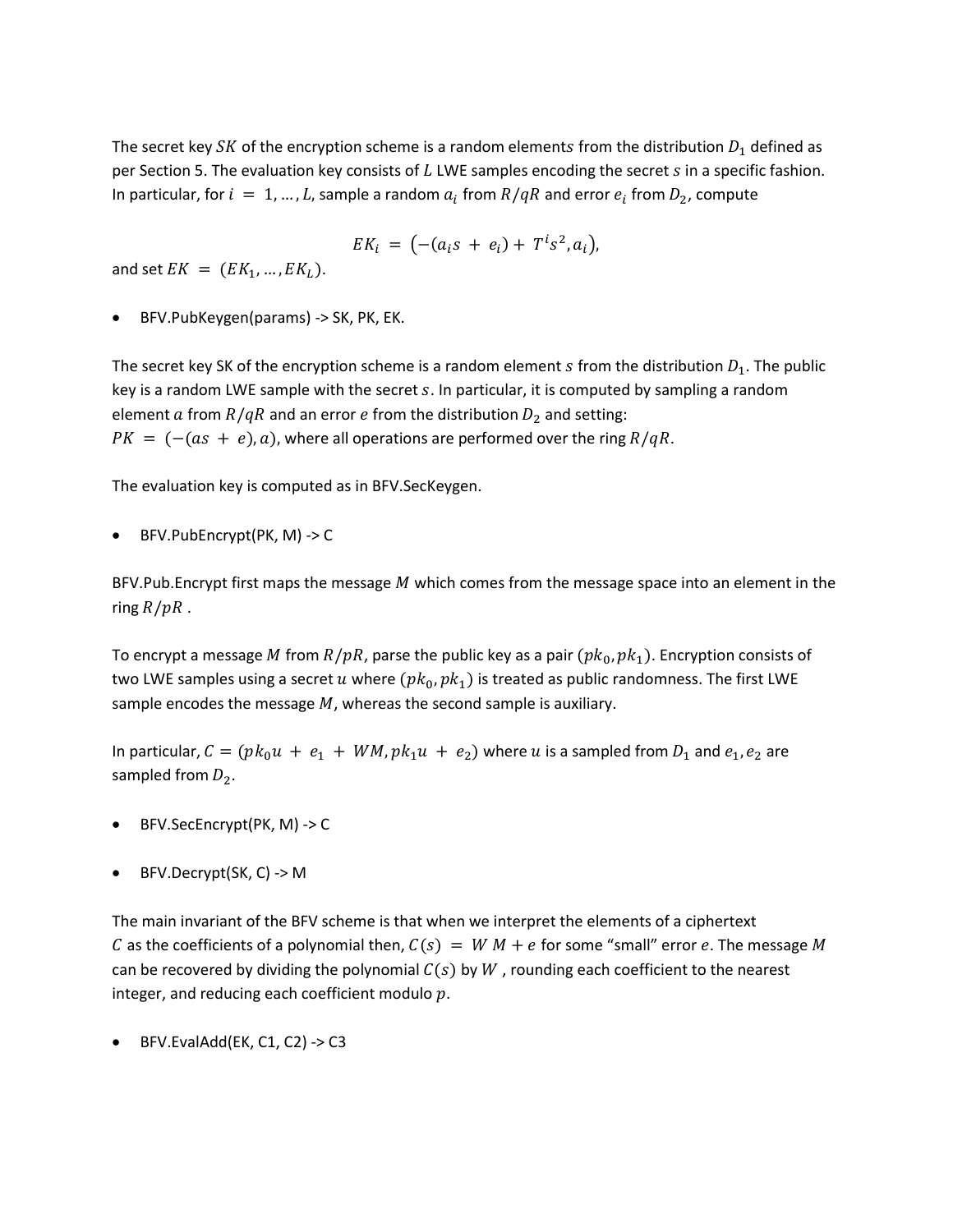The secret key $SK$ of the encryption scheme is a random elements $s$ from the distribution $D_1$ defined as per Section 5. The evaluation key consists of $L$ LWE samples encoding the secret $s$ in a specific fashion. In particular, for $i = 1, \ldots, L$, sample a random $a_i$ from $R/qR$ and error $e_i$ from $D_2$, compute

$$EK_i = \left(-(a_i s + e_i) + T^i s^2, a_i\right),$$

and set $EK = (EK_1, \ldots, EK_L)$.

- BFV.PubKeygen(params) -> SK, PK, EK.

The secret key SK of the encryption scheme is a random element $s$ from the distribution $D_1$. The public key is a random LWE sample with the secret $s$. In particular, it is computed by sampling a random element $a$ from $R/qR$ and an error $e$ from the distribution $D_2$ and setting:
$PK = (-(as + e), a)$, where all operations are performed over the ring $R/qR$.

The evaluation key is computed as in BFV.SecKeygen.

- BFV.PubEncrypt(PK, M) -> C

BFV.Pub.Encrypt first maps the message $M$ which comes from the message space into an element in the ring $R/pR$ .

To encrypt a message $M$ from $R/pR$, parse the public key as a pair $(pk_0, pk_1)$. Encryption consists of two LWE samples using a secret $u$ where $(pk_0, pk_1)$ is treated as public randomness. The first LWE sample encodes the message $M$, whereas the second sample is auxiliary.

In particular, $C = (pk_0 u + e_1 + WM, pk_1 u + e_2)$ where $u$ is a sampled from $D_1$ and $e_1, e_2$ are sampled from $D_2$.

- BFV.SecEncrypt(PK, M) -> C

- BFV.Decrypt(SK, C) -> M

The main invariant of the BFV scheme is that when we interpret the elements of a ciphertext $C$ as the coefficients of a polynomial then, $C(s) = W\,M + e$ for some "small" error $e$. The message $M$ can be recovered by dividing the polynomial $C(s)$ by $W$ , rounding each coefficient to the nearest integer, and reducing each coefficient modulo $p$.

- BFV.EvalAdd(EK, C1, C2) -> C3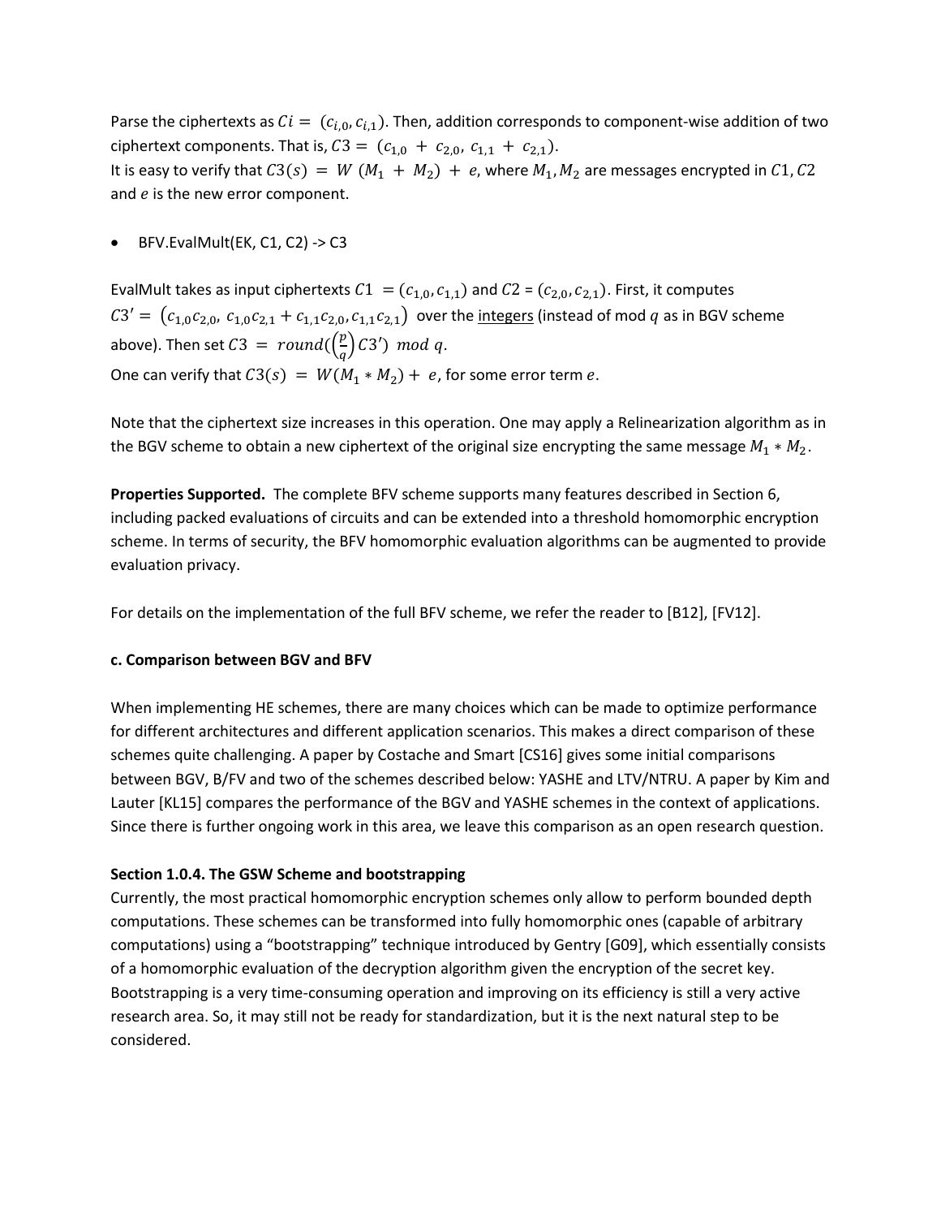Parse the ciphertexts as $Ci = (c_{i,0}, c_{i,1})$. Then, addition corresponds to component-wise addition of two ciphertext components. That is, $C3 = (c_{1,0} + c_{2,0}, c_{1,1} + c_{2,1})$.
It is easy to verify that $C3(s) = W(M_1 + M_2) + e$, where $M_1, M_2$ are messages encrypted in $C1, C2$ and $e$ is the new error component.

- BFV.EvalMult(EK, C1, C2) -> C3

EvalMult takes as input ciphertexts $C1 = (c_{1,0}, c_{1,1})$ and $C2 = (c_{2,0}, c_{2,1})$. First, it computes $C3' = (c_{1,0}c_{2,0}, c_{1,0}c_{2,1} + c_{1,1}c_{2,0}, c_{1,1}c_{2,1})$ over the integers (instead of mod $q$ as in BGV scheme above). Then set $C3 = round(\left(\frac{p}{q}\right) C3') \ mod \ q$.
One can verify that $C3(s) = W(M_1 * M_2) + e$, for some error term $e$.

Note that the ciphertext size increases in this operation. One may apply a Relinearization algorithm as in the BGV scheme to obtain a new ciphertext of the original size encrypting the same message $M_1 * M_2$.

**Properties Supported.** The complete BFV scheme supports many features described in Section 6, including packed evaluations of circuits and can be extended into a threshold homomorphic encryption scheme. In terms of security, the BFV homomorphic evaluation algorithms can be augmented to provide evaluation privacy.

For details on the implementation of the full BFV scheme, we refer the reader to [B12], [FV12].

**c. Comparison between BGV and BFV**

When implementing HE schemes, there are many choices which can be made to optimize performance for different architectures and different application scenarios. This makes a direct comparison of these schemes quite challenging. A paper by Costache and Smart [CS16] gives some initial comparisons between BGV, B/FV and two of the schemes described below: YASHE and LTV/NTRU. A paper by Kim and Lauter [KL15] compares the performance of the BGV and YASHE schemes in the context of applications. Since there is further ongoing work in this area, we leave this comparison as an open research question.

**Section 1.0.4. The GSW Scheme and bootstrapping**

Currently, the most practical homomorphic encryption schemes only allow to perform bounded depth computations. These schemes can be transformed into fully homomorphic ones (capable of arbitrary computations) using a "bootstrapping" technique introduced by Gentry [G09], which essentially consists of a homomorphic evaluation of the decryption algorithm given the encryption of the secret key. Bootstrapping is a very time-consuming operation and improving on its efficiency is still a very active research area. So, it may still not be ready for standardization, but it is the next natural step to be considered.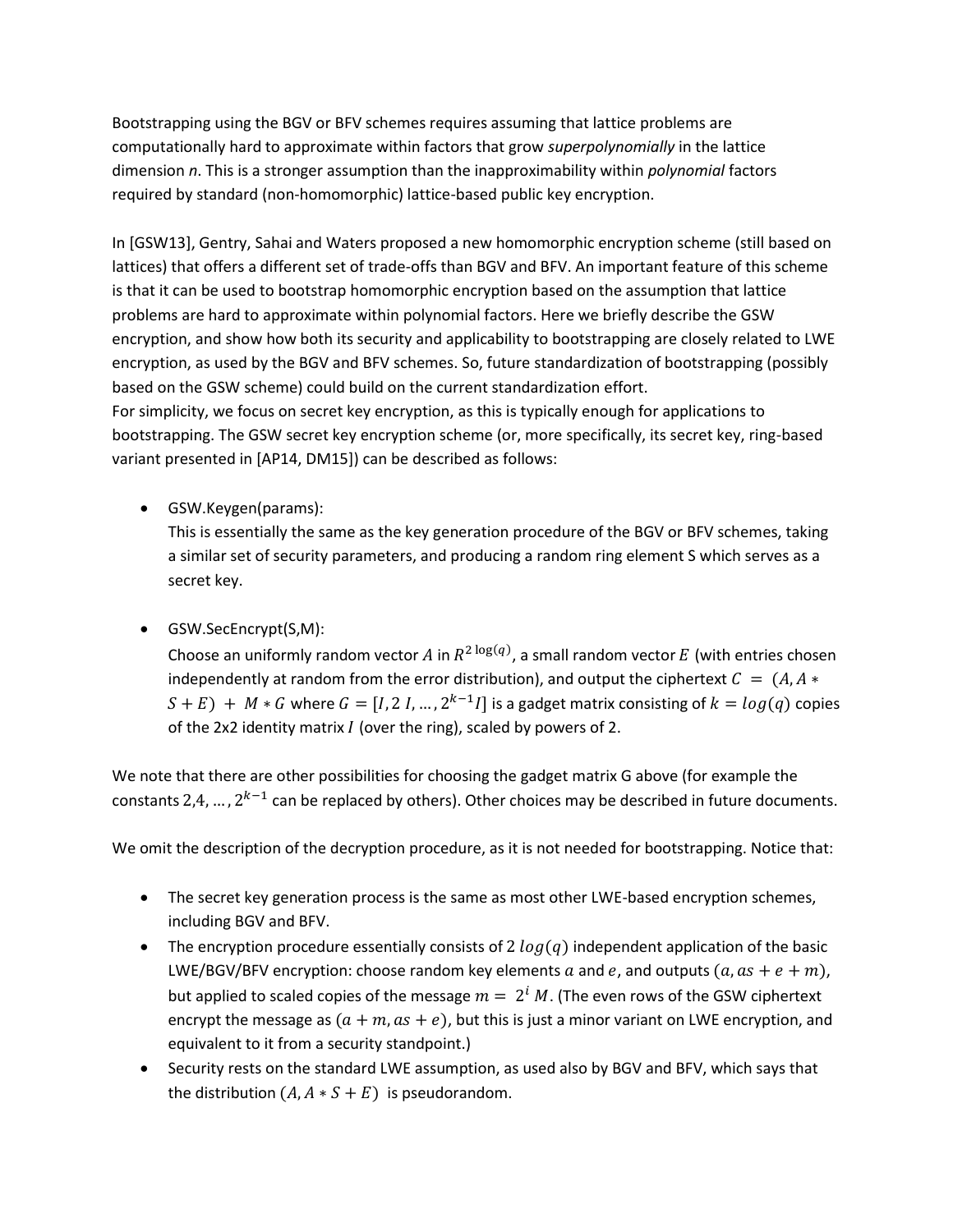Bootstrapping using the BGV or BFV schemes requires assuming that lattice problems are computationally hard to approximate within factors that grow *superpolynomially* in the lattice dimension *n*. This is a stronger assumption than the inapproximability within *polynomial* factors required by standard (non-homomorphic) lattice-based public key encryption.

In [GSW13], Gentry, Sahai and Waters proposed a new homomorphic encryption scheme (still based on lattices) that offers a different set of trade-offs than BGV and BFV. An important feature of this scheme is that it can be used to bootstrap homomorphic encryption based on the assumption that lattice problems are hard to approximate within polynomial factors. Here we briefly describe the GSW encryption, and show how both its security and applicability to bootstrapping are closely related to LWE encryption, as used by the BGV and BFV schemes. So, future standardization of bootstrapping (possibly based on the GSW scheme) could build on the current standardization effort.
For simplicity, we focus on secret key encryption, as this is typically enough for applications to bootstrapping. The GSW secret key encryption scheme (or, more specifically, its secret key, ring-based variant presented in [AP14, DM15]) can be described as follows:

- GSW.Keygen(params):
  This is essentially the same as the key generation procedure of the BGV or BFV schemes, taking a similar set of security parameters, and producing a random ring element S which serves as a secret key.

- GSW.SecEncrypt(S,M):
  Choose an uniformly random vector $A$ in $R^{2\log(q)}$, a small random vector $E$ (with entries chosen independently at random from the error distribution), and output the ciphertext $C = (A, A * S + E) + M * G$ where $G = [I, 2I, \ldots, 2^{k-1}I]$ is a gadget matrix consisting of $k = log(q)$ copies of the 2x2 identity matrix $I$ (over the ring), scaled by powers of 2.

We note that there are other possibilities for choosing the gadget matrix G above (for example the constants $2, 4, \ldots, 2^{k-1}$ can be replaced by others). Other choices may be described in future documents.

We omit the description of the decryption procedure, as it is not needed for bootstrapping. Notice that:

- The secret key generation process is the same as most other LWE-based encryption schemes, including BGV and BFV.
- The encryption procedure essentially consists of $2\ log(q)$ independent application of the basic LWE/BGV/BFV encryption: choose random key elements $a$ and $e$, and outputs $(a, as + e + m)$, but applied to scaled copies of the message $m = 2^i M$. (The even rows of the GSW ciphertext encrypt the message as $(a + m, as + e)$, but this is just a minor variant on LWE encryption, and equivalent to it from a security standpoint.)
- Security rests on the standard LWE assumption, as used also by BGV and BFV, which says that the distribution $(A, A * S + E)$ is pseudorandom.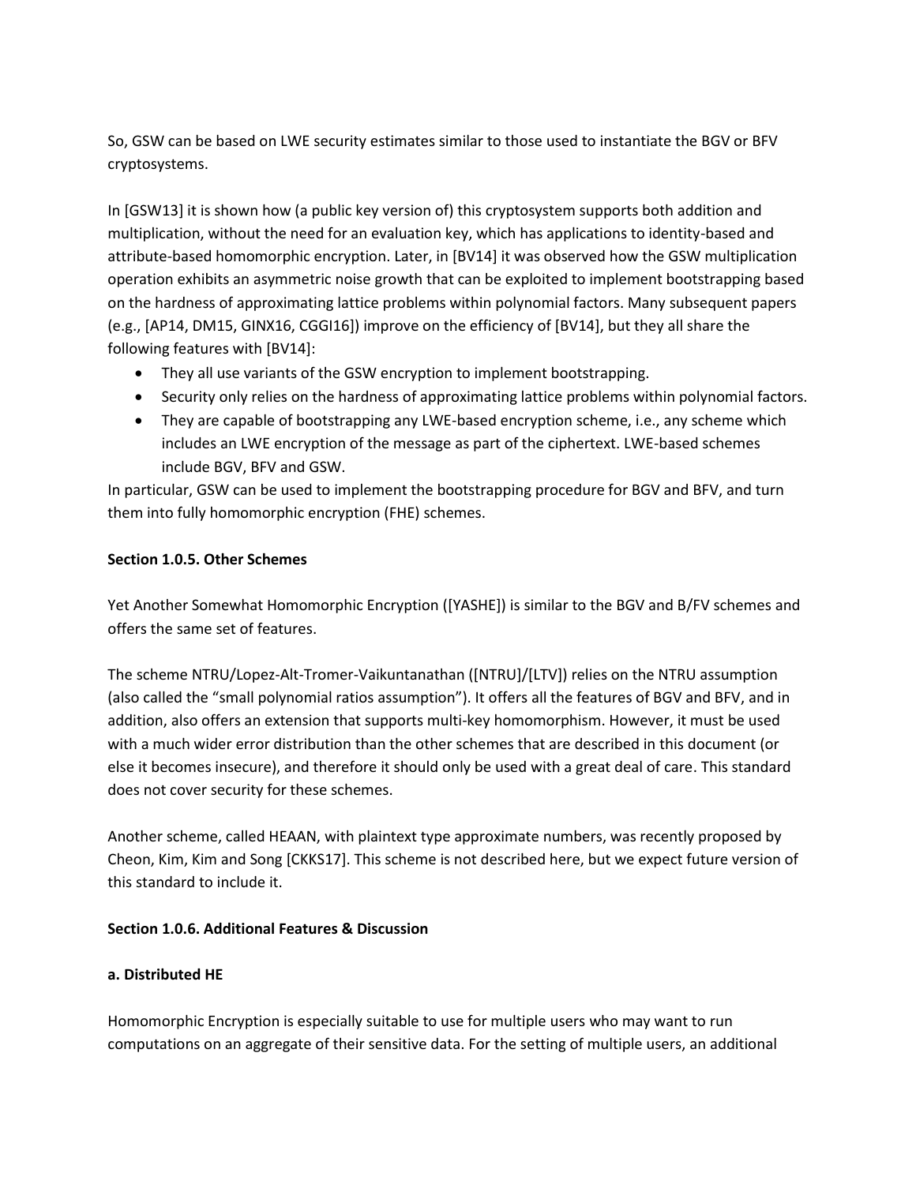So, GSW can be based on LWE security estimates similar to those used to instantiate the BGV or BFV cryptosystems.

In [GSW13] it is shown how (a public key version of) this cryptosystem supports both addition and multiplication, without the need for an evaluation key, which has applications to identity-based and attribute-based homomorphic encryption. Later, in [BV14] it was observed how the GSW multiplication operation exhibits an asymmetric noise growth that can be exploited to implement bootstrapping based on the hardness of approximating lattice problems within polynomial factors. Many subsequent papers (e.g., [AP14, DM15, GINX16, CGGI16]) improve on the efficiency of [BV14], but they all share the following features with [BV14]:

- They all use variants of the GSW encryption to implement bootstrapping.
- Security only relies on the hardness of approximating lattice problems within polynomial factors.
- They are capable of bootstrapping any LWE-based encryption scheme, i.e., any scheme which includes an LWE encryption of the message as part of the ciphertext. LWE-based schemes include BGV, BFV and GSW.

In particular, GSW can be used to implement the bootstrapping procedure for BGV and BFV, and turn them into fully homomorphic encryption (FHE) schemes.

**Section 1.0.5. Other Schemes**

Yet Another Somewhat Homomorphic Encryption ([YASHE]) is similar to the BGV and B/FV schemes and offers the same set of features.

The scheme NTRU/Lopez-Alt-Tromer-Vaikuntanathan ([NTRU]/[LTV]) relies on the NTRU assumption (also called the "small polynomial ratios assumption"). It offers all the features of BGV and BFV, and in addition, also offers an extension that supports multi-key homomorphism. However, it must be used with a much wider error distribution than the other schemes that are described in this document (or else it becomes insecure), and therefore it should only be used with a great deal of care. This standard does not cover security for these schemes.

Another scheme, called HEAAN, with plaintext type approximate numbers, was recently proposed by Cheon, Kim, Kim and Song [CKKS17]. This scheme is not described here, but we expect future version of this standard to include it.

**Section 1.0.6. Additional Features & Discussion**

**a. Distributed HE**

Homomorphic Encryption is especially suitable to use for multiple users who may want to run computations on an aggregate of their sensitive data. For the setting of multiple users, an additional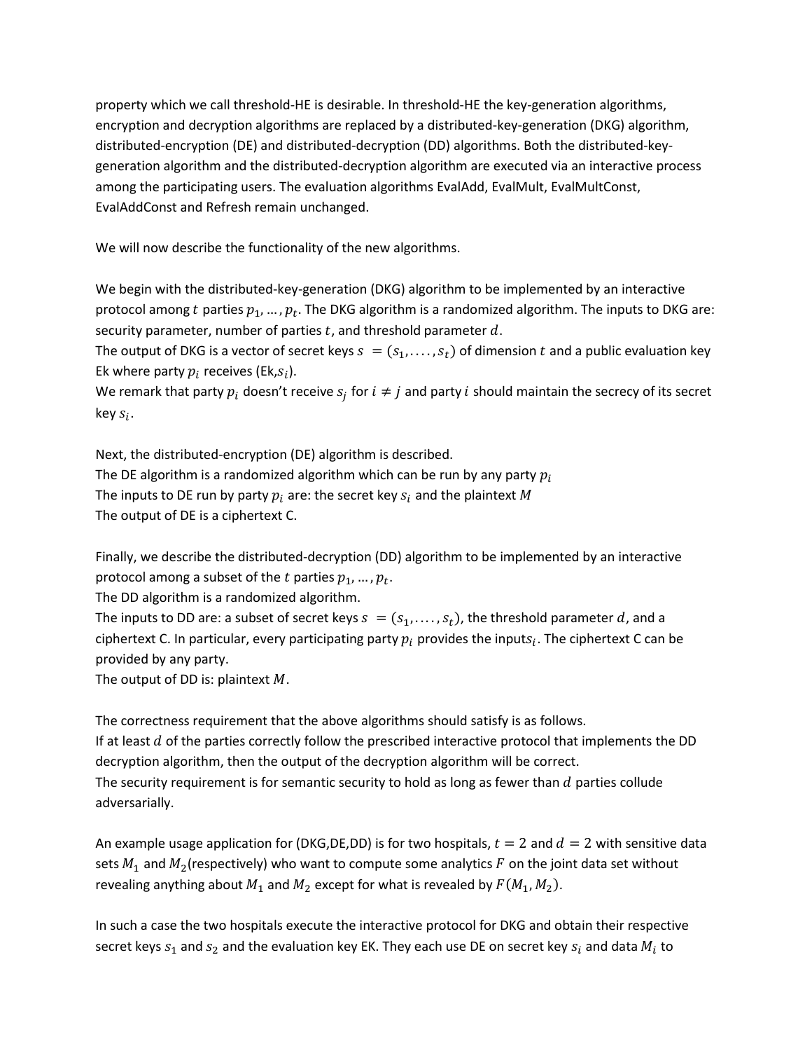property which we call threshold-HE is desirable. In threshold-HE the key-generation algorithms, encryption and decryption algorithms are replaced by a distributed-key-generation (DKG) algorithm, distributed-encryption (DE) and distributed-decryption (DD) algorithms. Both the distributed-key-generation algorithm and the distributed-decryption algorithm are executed via an interactive process among the participating users. The evaluation algorithms EvalAdd, EvalMult, EvalMultConst, EvalAddConst and Refresh remain unchanged.

We will now describe the functionality of the new algorithms.

We begin with the distributed-key-generation (DKG) algorithm to be implemented by an interactive protocol among $t$ parties $p_1, \ldots, p_t$. The DKG algorithm is a randomized algorithm. The inputs to DKG are: security parameter, number of parties $t$, and threshold parameter $d$.
The output of DKG is a vector of secret keys $s = (s_1, \ldots, s_t)$ of dimension $t$ and a public evaluation key Ek where party $p_i$ receives (Ek,$s_i$).
We remark that party $p_i$ doesn't receive $s_j$ for $i \neq j$ and party $i$ should maintain the secrecy of its secret key $s_i$.

Next, the distributed-encryption (DE) algorithm is described.
The DE algorithm is a randomized algorithm which can be run by any party $p_i$
The inputs to DE run by party $p_i$ are: the secret key $s_i$ and the plaintext $M$
The output of DE is a ciphertext C.

Finally, we describe the distributed-decryption (DD) algorithm to be implemented by an interactive protocol among a subset of the $t$ parties $p_1, \ldots, p_t$.
The DD algorithm is a randomized algorithm.
The inputs to DD are: a subset of secret keys $s = (s_1, \ldots, s_t)$, the threshold parameter $d$, and a ciphertext C. In particular, every participating party $p_i$ provides the inputs$s_i$. The ciphertext C can be provided by any party.
The output of DD is: plaintext $M$.

The correctness requirement that the above algorithms should satisfy is as follows.
If at least $d$ of the parties correctly follow the prescribed interactive protocol that implements the DD decryption algorithm, then the output of the decryption algorithm will be correct.
The security requirement is for semantic security to hold as long as fewer than $d$ parties collude adversarially.

An example usage application for (DKG,DE,DD) is for two hospitals, $t = 2$ and $d = 2$ with sensitive data sets $M_1$ and $M_2$(respectively) who want to compute some analytics $F$ on the joint data set without revealing anything about $M_1$ and $M_2$ except for what is revealed by $F(M_1, M_2)$.

In such a case the two hospitals execute the interactive protocol for DKG and obtain their respective secret keys $s_1$ and $s_2$ and the evaluation key EK. They each use DE on secret key $s_i$ and data $M_i$ to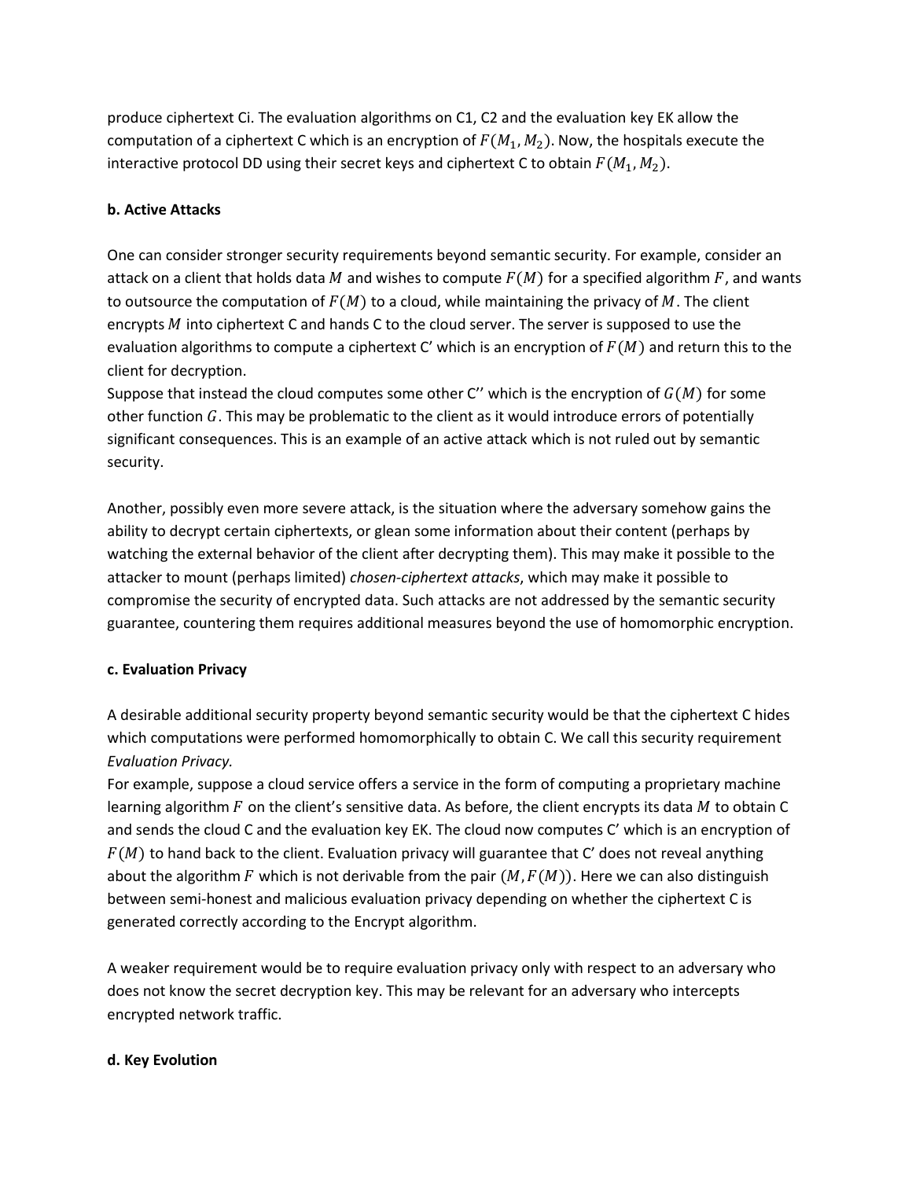produce ciphertext Ci. The evaluation algorithms on C1, C2 and the evaluation key EK allow the computation of a ciphertext C which is an encryption of $F(M_1, M_2)$. Now, the hospitals execute the interactive protocol DD using their secret keys and ciphertext C to obtain $F(M_1, M_2)$.

### b. Active Attacks

One can consider stronger security requirements beyond semantic security. For example, consider an attack on a client that holds data $M$ and wishes to compute $F(M)$ for a specified algorithm $F$, and wants to outsource the computation of $F(M)$ to a cloud, while maintaining the privacy of $M$. The client encrypts $M$ into ciphertext C and hands C to the cloud server. The server is supposed to use the evaluation algorithms to compute a ciphertext C' which is an encryption of $F(M)$ and return this to the client for decryption.

Suppose that instead the cloud computes some other C'' which is the encryption of $G(M)$ for some other function $G$. This may be problematic to the client as it would introduce errors of potentially significant consequences. This is an example of an active attack which is not ruled out by semantic security.

Another, possibly even more severe attack, is the situation where the adversary somehow gains the ability to decrypt certain ciphertexts, or glean some information about their content (perhaps by watching the external behavior of the client after decrypting them). This may make it possible to the attacker to mount (perhaps limited) *chosen-ciphertext attacks*, which may make it possible to compromise the security of encrypted data. Such attacks are not addressed by the semantic security guarantee, countering them requires additional measures beyond the use of homomorphic encryption.

### c. Evaluation Privacy

A desirable additional security property beyond semantic security would be that the ciphertext C hides which computations were performed homomorphically to obtain C. We call this security requirement *Evaluation Privacy.*

For example, suppose a cloud service offers a service in the form of computing a proprietary machine learning algorithm $F$ on the client's sensitive data. As before, the client encrypts its data $M$ to obtain C and sends the cloud C and the evaluation key EK. The cloud now computes C' which is an encryption of $F(M)$ to hand back to the client. Evaluation privacy will guarantee that C' does not reveal anything about the algorithm $F$ which is not derivable from the pair $(M, F(M))$. Here we can also distinguish between semi-honest and malicious evaluation privacy depending on whether the ciphertext C is generated correctly according to the Encrypt algorithm.

A weaker requirement would be to require evaluation privacy only with respect to an adversary who does not know the secret decryption key. This may be relevant for an adversary who intercepts encrypted network traffic.

### d. Key Evolution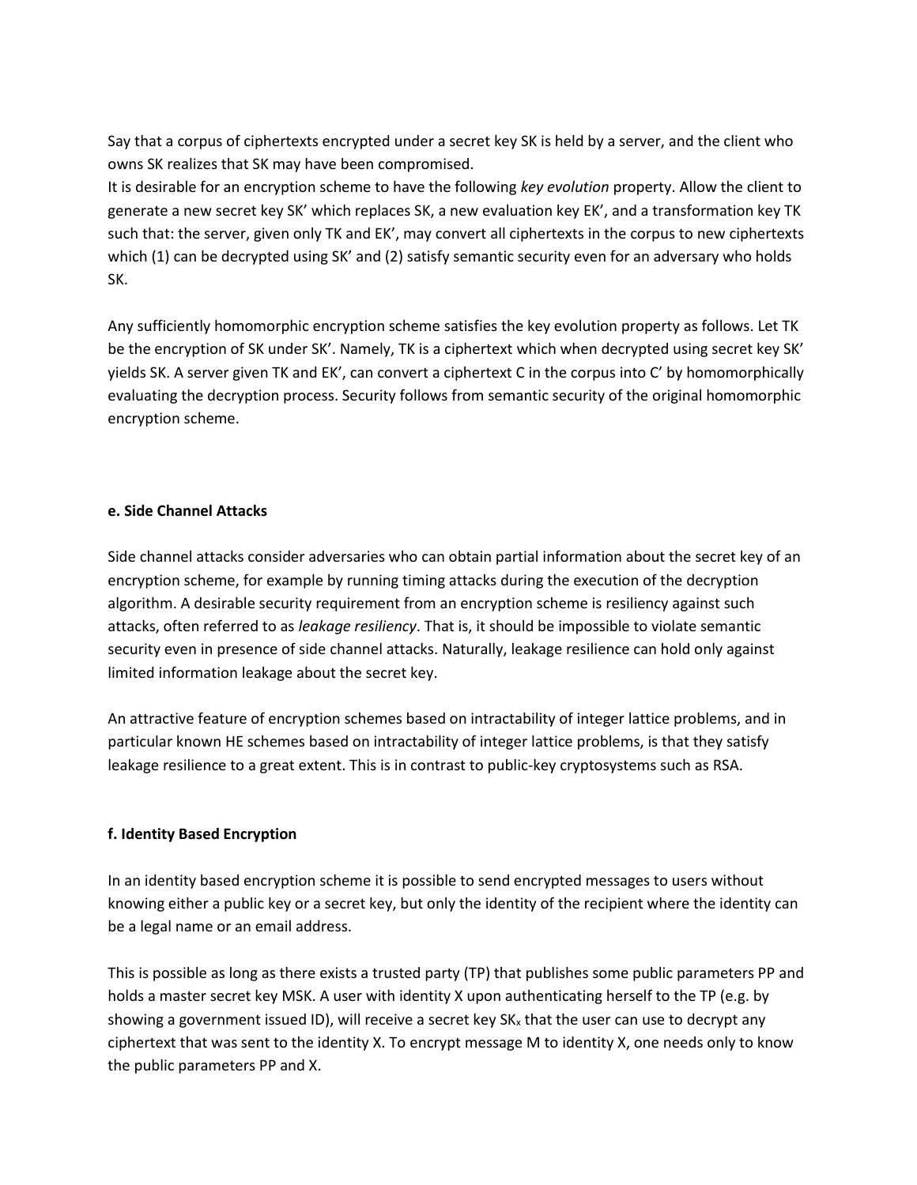Say that a corpus of ciphertexts encrypted under a secret key SK is held by a server, and the client who owns SK realizes that SK may have been compromised.

It is desirable for an encryption scheme to have the following *key evolution* property. Allow the client to generate a new secret key SK' which replaces SK, a new evaluation key EK', and a transformation key TK such that: the server, given only TK and EK', may convert all ciphertexts in the corpus to new ciphertexts which (1) can be decrypted using SK' and (2) satisfy semantic security even for an adversary who holds SK.

Any sufficiently homomorphic encryption scheme satisfies the key evolution property as follows. Let TK be the encryption of SK under SK'. Namely, TK is a ciphertext which when decrypted using secret key SK' yields SK. A server given TK and EK', can convert a ciphertext C in the corpus into C' by homomorphically evaluating the decryption process. Security follows from semantic security of the original homomorphic encryption scheme.

**e. Side Channel Attacks**

Side channel attacks consider adversaries who can obtain partial information about the secret key of an encryption scheme, for example by running timing attacks during the execution of the decryption algorithm. A desirable security requirement from an encryption scheme is resiliency against such attacks, often referred to as *leakage resiliency*. That is, it should be impossible to violate semantic security even in presence of side channel attacks. Naturally, leakage resilience can hold only against limited information leakage about the secret key.

An attractive feature of encryption schemes based on intractability of integer lattice problems, and in particular known HE schemes based on intractability of integer lattice problems, is that they satisfy leakage resilience to a great extent. This is in contrast to public-key cryptosystems such as RSA.

**f. Identity Based Encryption**

In an identity based encryption scheme it is possible to send encrypted messages to users without knowing either a public key or a secret key, but only the identity of the recipient where the identity can be a legal name or an email address.

This is possible as long as there exists a trusted party (TP) that publishes some public parameters PP and holds a master secret key MSK. A user with identity X upon authenticating herself to the TP (e.g. by showing a government issued ID), will receive a secret key $SK_x$ that the user can use to decrypt any ciphertext that was sent to the identity X. To encrypt message M to identity X, one needs only to know the public parameters PP and X.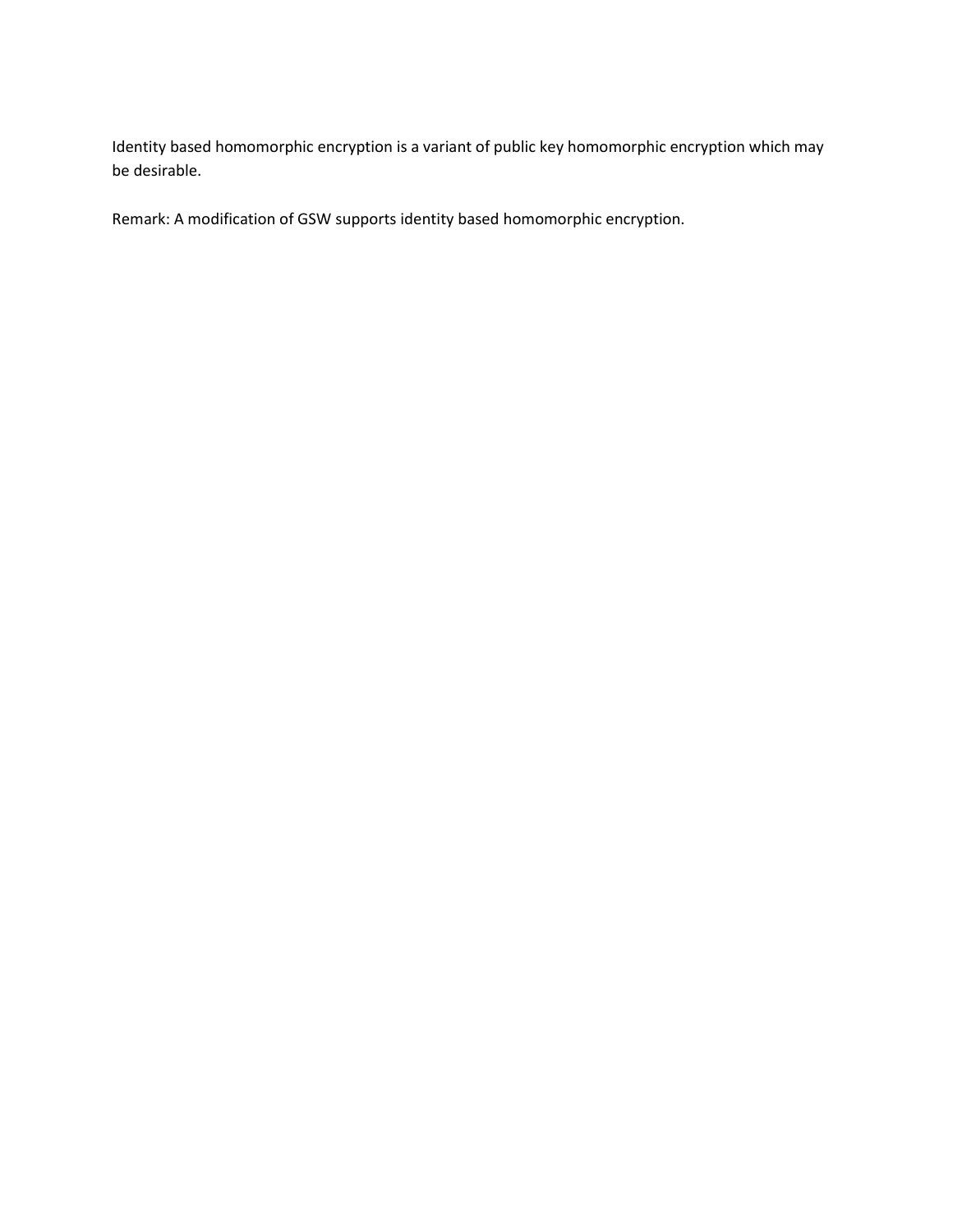Identity based homomorphic encryption is a variant of public key homomorphic encryption which may be desirable.

Remark: A modification of GSW supports identity based homomorphic encryption.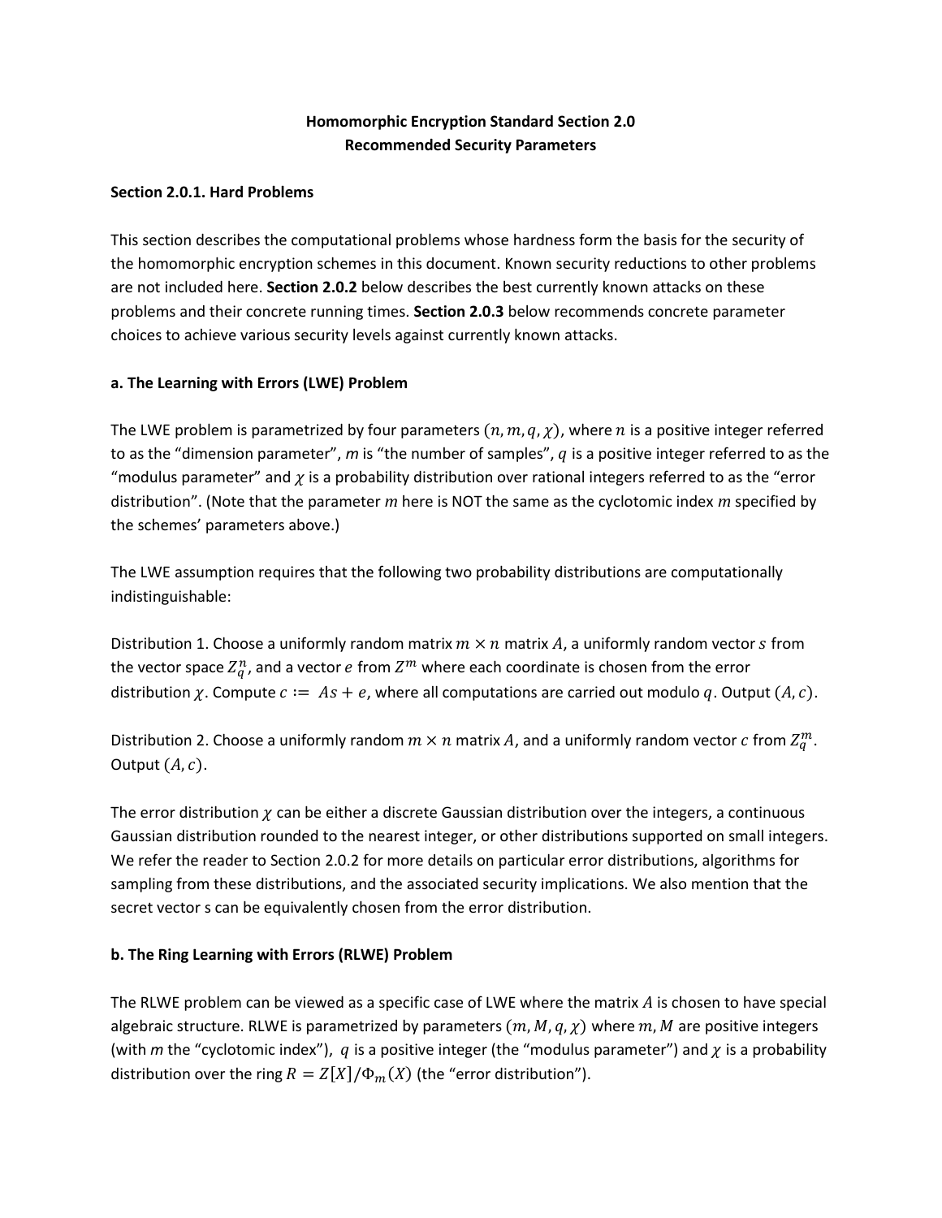**Homomorphic Encryption Standard Section 2.0**
**Recommended Security Parameters**

**Section 2.0.1. Hard Problems**

This section describes the computational problems whose hardness form the basis for the security of the homomorphic encryption schemes in this document. Known security reductions to other problems are not included here. **Section 2.0.2** below describes the best currently known attacks on these problems and their concrete running times. **Section 2.0.3** below recommends concrete parameter choices to achieve various security levels against currently known attacks.

**a. The Learning with Errors (LWE) Problem**

The LWE problem is parametrized by four parameters $(n, m, q, \chi)$, where $n$ is a positive integer referred to as the "dimension parameter", $m$ is "the number of samples", $q$ is a positive integer referred to as the "modulus parameter" and $\chi$ is a probability distribution over rational integers referred to as the "error distribution". (Note that the parameter $m$ here is NOT the same as the cyclotomic index $m$ specified by the schemes' parameters above.)

The LWE assumption requires that the following two probability distributions are computationally indistinguishable:

Distribution 1. Choose a uniformly random matrix $m \times n$ matrix $A$, a uniformly random vector $s$ from the vector space $Z_q^n$, and a vector $e$ from $Z^m$ where each coordinate is chosen from the error distribution $\chi$. Compute $c := As + e$, where all computations are carried out modulo $q$. Output $(A, c)$.

Distribution 2. Choose a uniformly random $m \times n$ matrix $A$, and a uniformly random vector $c$ from $Z_q^m$. Output $(A, c)$.

The error distribution $\chi$ can be either a discrete Gaussian distribution over the integers, a continuous Gaussian distribution rounded to the nearest integer, or other distributions supported on small integers. We refer the reader to Section 2.0.2 for more details on particular error distributions, algorithms for sampling from these distributions, and the associated security implications. We also mention that the secret vector s can be equivalently chosen from the error distribution.

**b. The Ring Learning with Errors (RLWE) Problem**

The RLWE problem can be viewed as a specific case of LWE where the matrix $A$ is chosen to have special algebraic structure. RLWE is parametrized by parameters $(m, M, q, \chi)$ where $m, M$ are positive integers (with $m$ the "cyclotomic index"), $q$ is a positive integer (the "modulus parameter") and $\chi$ is a probability distribution over the ring $R = Z[X]/\Phi_m(X)$ (the "error distribution").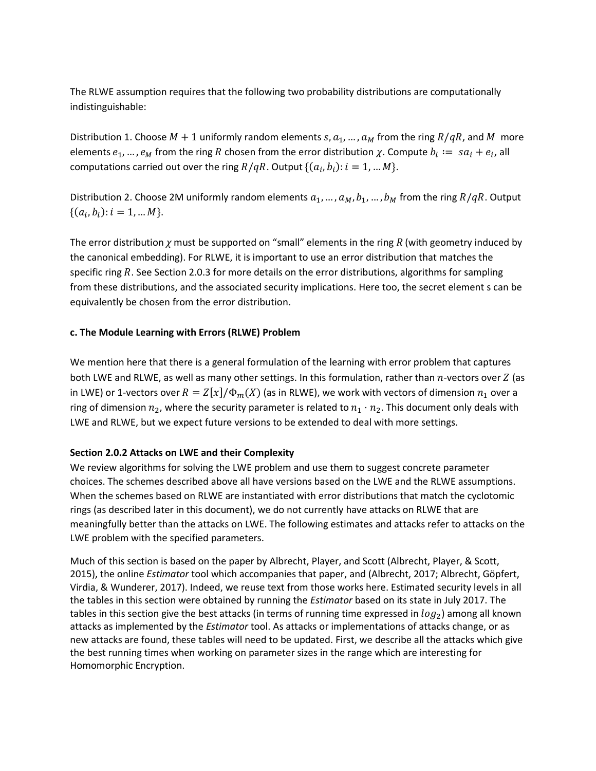The RLWE assumption requires that the following two probability distributions are computationally indistinguishable:

Distribution 1. Choose $M + 1$ uniformly random elements $s, a_1, \ldots, a_M$ from the ring $R/qR$, and $M$ more elements $e_1, \ldots, e_M$ from the ring $R$ chosen from the error distribution $\chi$. Compute $b_i := sa_i + e_i$, all computations carried out over the ring $R/qR$. Output $\{(a_i, b_i) : i = 1, \ldots M\}$.

Distribution 2. Choose 2M uniformly random elements $a_1, \ldots, a_M, b_1, \ldots, b_M$ from the ring $R/qR$. Output $\{(a_i, b_i) : i = 1, \ldots M\}$.

The error distribution $\chi$ must be supported on "small" elements in the ring $R$ (with geometry induced by the canonical embedding). For RLWE, it is important to use an error distribution that matches the specific ring $R$. See Section 2.0.3 for more details on the error distributions, algorithms for sampling from these distributions, and the associated security implications. Here too, the secret element s can be equivalently be chosen from the error distribution.

**c. The Module Learning with Errors (RLWE) Problem**

We mention here that there is a general formulation of the learning with error problem that captures both LWE and RLWE, as well as many other settings. In this formulation, rather than $n$-vectors over $Z$ (as in LWE) or 1-vectors over $R = Z[x]/\Phi_m(X)$ (as in RLWE), we work with vectors of dimension $n_1$ over a ring of dimension $n_2$, where the security parameter is related to $n_1 \cdot n_2$. This document only deals with LWE and RLWE, but we expect future versions to be extended to deal with more settings.

### Section 2.0.2 Attacks on LWE and their Complexity

We review algorithms for solving the LWE problem and use them to suggest concrete parameter choices. The schemes described above all have versions based on the LWE and the RLWE assumptions. When the schemes based on RLWE are instantiated with error distributions that match the cyclotomic rings (as described later in this document), we do not currently have attacks on RLWE that are meaningfully better than the attacks on LWE. The following estimates and attacks refer to attacks on the LWE problem with the specified parameters.

Much of this section is based on the paper by Albrecht, Player, and Scott (Albrecht, Player, & Scott, 2015), the online *Estimator* tool which accompanies that paper, and (Albrecht, 2017; Albrecht, Göpfert, Virdia, & Wunderer, 2017). Indeed, we reuse text from those works here. Estimated security levels in all the tables in this section were obtained by running the *Estimator* based on its state in July 2017. The tables in this section give the best attacks (in terms of running time expressed in $log_2$) among all known attacks as implemented by the *Estimator* tool. As attacks or implementations of attacks change, or as new attacks are found, these tables will need to be updated. First, we describe all the attacks which give the best running times when working on parameter sizes in the range which are interesting for Homomorphic Encryption.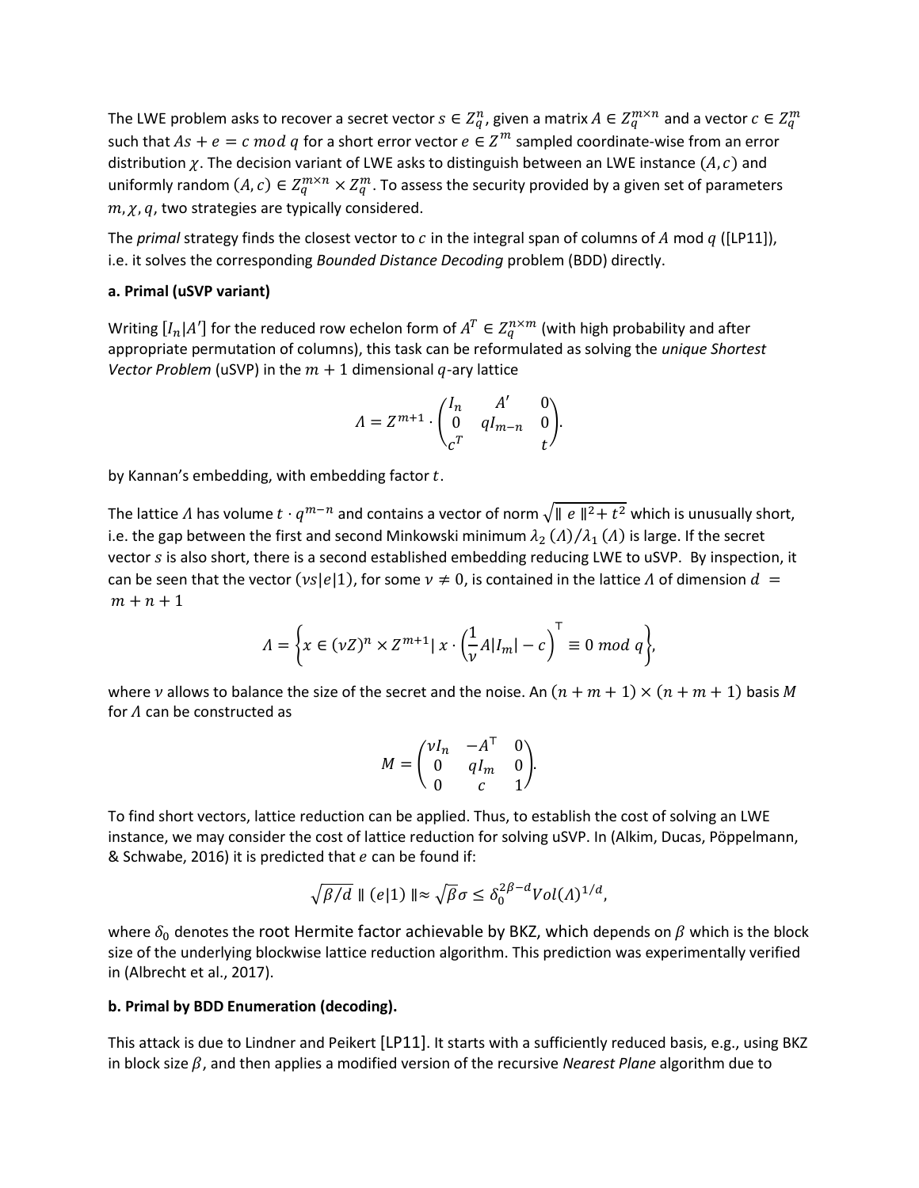The LWE problem asks to recover a secret vector $s \in Z_q^n$, given a matrix $A \in Z_q^{m \times n}$ and a vector $c \in Z_q^m$ such that $As + e = c \bmod q$ for a short error vector $e \in Z^m$ sampled coordinate-wise from an error distribution $\chi$. The decision variant of LWE asks to distinguish between an LWE instance $(A, c)$ and uniformly random $(A, c) \in Z_q^{m \times n} \times Z_q^m$. To assess the security provided by a given set of parameters $m, \chi, q$, two strategies are typically considered.

The *primal* strategy finds the closest vector to $c$ in the integral span of columns of $A$ mod $q$ ([LP11]), i.e. it solves the corresponding *Bounded Distance Decoding* problem (BDD) directly.

**a. Primal (uSVP variant)**

Writing $[I_n|A']$ for the reduced row echelon form of $A^T \in Z_q^{n \times m}$ (with high probability and after appropriate permutation of columns), this task can be reformulated as solving the *unique Shortest Vector Problem* (uSVP) in the $m+1$ dimensional $q$-ary lattice

$$\Lambda = Z^{m+1} \cdot \begin{pmatrix} I_n & A' & 0 \\ 0 & qI_{m-n} & 0 \\ c^T & & t \end{pmatrix}.$$

by Kannan's embedding, with embedding factor $t$.

The lattice $\Lambda$ has volume $t \cdot q^{m-n}$ and contains a vector of norm $\sqrt{\| e \|^2 + t^2}$ which is unusually short, i.e. the gap between the first and second Minkowski minimum $\lambda_2(\Lambda)/\lambda_1(\Lambda)$ is large. If the secret vector $s$ is also short, there is a second established embedding reducing LWE to uSVP. By inspection, it can be seen that the vector $(\nu s|e|1)$, for some $\nu \neq 0$, is contained in the lattice $\Lambda$ of dimension $d = m + n + 1$

$$\Lambda = \left\{ x \in (\nu Z)^n \times Z^{m+1} \middle| \, x \cdot \left( \frac{1}{\nu} A | I_m | - c \right)^{\top} \equiv 0 \bmod q \right\},$$

where $\nu$ allows to balance the size of the secret and the noise. An $(n+m+1) \times (n+m+1)$ basis $M$ for $\Lambda$ can be constructed as

$$M = \begin{pmatrix} \nu I_n & -A^{\top} & 0 \\ 0 & qI_m & 0 \\ 0 & c & 1 \end{pmatrix}.$$

To find short vectors, lattice reduction can be applied. Thus, to establish the cost of solving an LWE instance, we may consider the cost of lattice reduction for solving uSVP. In (Alkim, Ducas, Pöppelmann, & Schwabe, 2016) it is predicted that $e$ can be found if:

$$\sqrt{\beta/d} \, \| (e|1) \| \approx \sqrt{\beta}\sigma \leq \delta_0^{2\beta - d} Vol(\Lambda)^{1/d},$$

where $\delta_0$ denotes the root Hermite factor achievable by BKZ, which depends on $\beta$ which is the block size of the underlying blockwise lattice reduction algorithm. This prediction was experimentally verified in (Albrecht et al., 2017).

**b. Primal by BDD Enumeration (decoding).**

This attack is due to Lindner and Peikert [LP11]. It starts with a sufficiently reduced basis, e.g., using BKZ in block size $\beta$, and then applies a modified version of the recursive *Nearest Plane* algorithm due to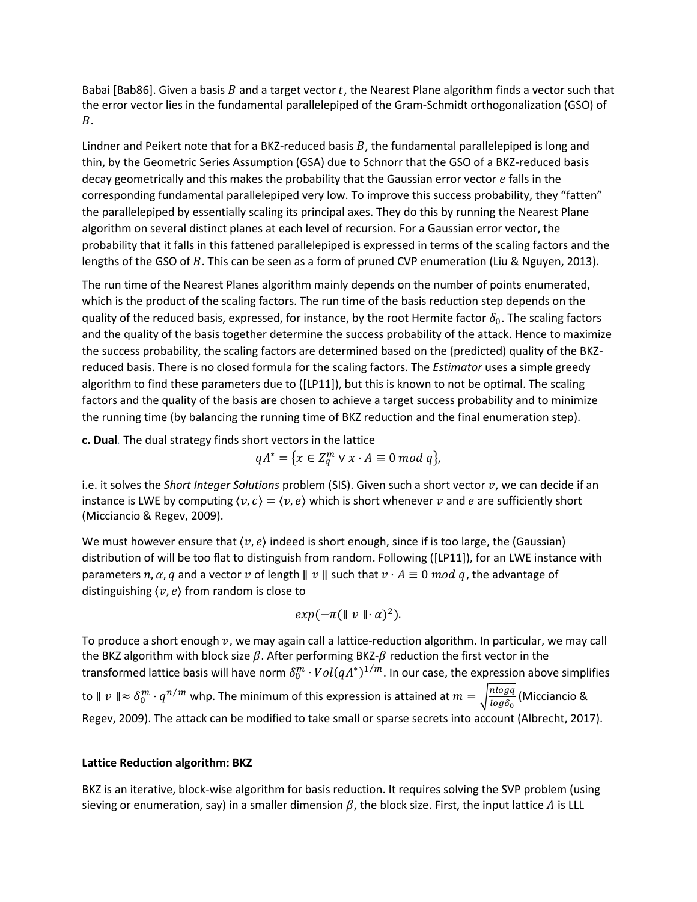Babai [Bab86]. Given a basis $B$ and a target vector $t$, the Nearest Plane algorithm finds a vector such that the error vector lies in the fundamental parallelepiped of the Gram-Schmidt orthogonalization (GSO) of $B$.

Lindner and Peikert note that for a BKZ-reduced basis $B$, the fundamental parallelepiped is long and thin, by the Geometric Series Assumption (GSA) due to Schnorr that the GSO of a BKZ-reduced basis decay geometrically and this makes the probability that the Gaussian error vector $e$ falls in the corresponding fundamental parallelepiped very low. To improve this success probability, they "fatten" the parallelepiped by essentially scaling its principal axes. They do this by running the Nearest Plane algorithm on several distinct planes at each level of recursion. For a Gaussian error vector, the probability that it falls in this fattened parallelepiped is expressed in terms of the scaling factors and the lengths of the GSO of $B$. This can be seen as a form of pruned CVP enumeration (Liu & Nguyen, 2013).

The run time of the Nearest Planes algorithm mainly depends on the number of points enumerated, which is the product of the scaling factors. The run time of the basis reduction step depends on the quality of the reduced basis, expressed, for instance, by the root Hermite factor $\delta_0$. The scaling factors and the quality of the basis together determine the success probability of the attack. Hence to maximize the success probability, the scaling factors are determined based on the (predicted) quality of the BKZ-reduced basis. There is no closed formula for the scaling factors. The *Estimator* uses a simple greedy algorithm to find these parameters due to ([LP11]), but this is known to not be optimal. The scaling factors and the quality of the basis are chosen to achieve a target success probability and to minimize the running time (by balancing the running time of BKZ reduction and the final enumeration step).

**c. Dual**. The dual strategy finds short vectors in the lattice

$$q\Lambda^* = \{x \in Z_q^m \vee x \cdot A \equiv 0 \; mod \; q\},$$

i.e. it solves the *Short Integer Solutions* problem (SIS). Given such a short vector $v$, we can decide if an instance is LWE by computing $\langle v, c\rangle = \langle v, e\rangle$ which is short whenever $v$ and $e$ are sufficiently short (Micciancio & Regev, 2009).

We must however ensure that $\langle v, e\rangle$ indeed is short enough, since if is too large, the (Gaussian) distribution of will be too flat to distinguish from random. Following ([LP11]), for an LWE instance with parameters $n, \alpha, q$ and a vector $v$ of length $\| v \|$ such that $v \cdot A \equiv 0 \; mod \; q$, the advantage of distinguishing $\langle v, e\rangle$ from random is close to

$$exp(-\pi(\| v \| \cdot \alpha)^2).$$

To produce a short enough $v$, we may again call a lattice-reduction algorithm. In particular, we may call the BKZ algorithm with block size $\beta$. After performing BKZ-$\beta$ reduction the first vector in the transformed lattice basis will have norm $\delta_0^m \cdot Vol(q\Lambda^*)^{1/m}$. In our case, the expression above simplifies to $\| v \| \approx \delta_0^m \cdot q^{n/m}$ whp. The minimum of this expression is attained at $m = \sqrt{\frac{n log q}{log \delta_0}}$ (Micciancio & Regev, 2009). The attack can be modified to take small or sparse secrets into account (Albrecht, 2017).

**Lattice Reduction algorithm: BKZ**

BKZ is an iterative, block-wise algorithm for basis reduction. It requires solving the SVP problem (using sieving or enumeration, say) in a smaller dimension $\beta$, the block size. First, the input lattice $\Lambda$ is LLL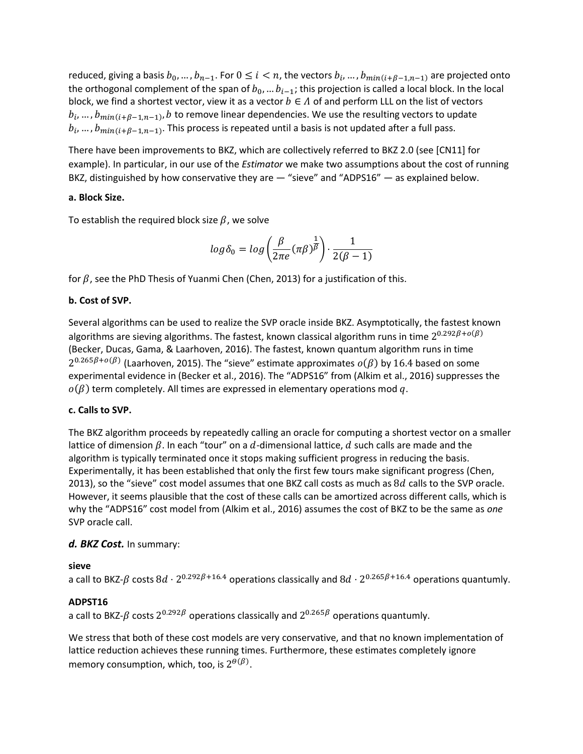reduced, giving a basis $b_0, \ldots, b_{n-1}$. For $0 \leq i < n$, the vectors $b_i, \ldots, b_{min(i+\beta-1,n-1)}$ are projected onto the orthogonal complement of the span of $b_0, \ldots b_{i-1}$; this projection is called a local block. In the local block, we find a shortest vector, view it as a vector $b \in \Lambda$ of and perform LLL on the list of vectors $b_i, \ldots, b_{min(i+\beta-1,n-1)}, b$ to remove linear dependencies. We use the resulting vectors to update $b_i, \ldots, b_{min(i+\beta-1,n-1)}$. This process is repeated until a basis is not updated after a full pass.

There have been improvements to BKZ, which are collectively referred to BKZ 2.0 (see [CN11] for example). In particular, in our use of the *Estimator* we make two assumptions about the cost of running BKZ, distinguished by how conservative they are — "sieve" and "ADPS16" — as explained below.

**a. Block Size.**

To establish the required block size $\beta$, we solve

$$log\,\delta_0 = log\left(\frac{\beta}{2\pi e}(\pi\beta)^{\frac{1}{\beta}}\right)\cdot\frac{1}{2(\beta-1)}$$

for $\beta$, see the PhD Thesis of Yuanmi Chen (Chen, 2013) for a justification of this.

**b. Cost of SVP.**

Several algorithms can be used to realize the SVP oracle inside BKZ. Asymptotically, the fastest known algorithms are sieving algorithms. The fastest, known classical algorithm runs in time $2^{0.292\beta+o(\beta)}$ (Becker, Ducas, Gama, & Laarhoven, 2016). The fastest, known quantum algorithm runs in time $2^{0.265\beta+o(\beta)}$ (Laarhoven, 2015). The "sieve" estimate approximates $o(\beta)$ by $16.4$ based on some experimental evidence in (Becker et al., 2016). The "ADPS16" from (Alkim et al., 2016) suppresses the $o(\beta)$ term completely. All times are expressed in elementary operations mod $q$.

**c. Calls to SVP.**

The BKZ algorithm proceeds by repeatedly calling an oracle for computing a shortest vector on a smaller lattice of dimension $\beta$. In each "tour" on a $d$-dimensional lattice, $d$ such calls are made and the algorithm is typically terminated once it stops making sufficient progress in reducing the basis. Experimentally, it has been established that only the first few tours make significant progress (Chen, 2013), so the "sieve" cost model assumes that one BKZ call costs as much as $8d$ calls to the SVP oracle. However, it seems plausible that the cost of these calls can be amortized across different calls, which is why the "ADPS16" cost model from (Alkim et al., 2016) assumes the cost of BKZ to be the same as *one* SVP oracle call.

***d. BKZ Cost.*** In summary:

**sieve**

a call to BKZ-$\beta$ costs $8d \cdot 2^{0.292\beta+16.4}$ operations classically and $8d \cdot 2^{0.265\beta+16.4}$ operations quantumly.

**ADPST16**

a call to BKZ-$\beta$ costs $2^{0.292\beta}$ operations classically and $2^{0.265\beta}$ operations quantumly.

We stress that both of these cost models are very conservative, and that no known implementation of lattice reduction achieves these running times. Furthermore, these estimates completely ignore memory consumption, which, too, is $2^{\theta(\beta)}$.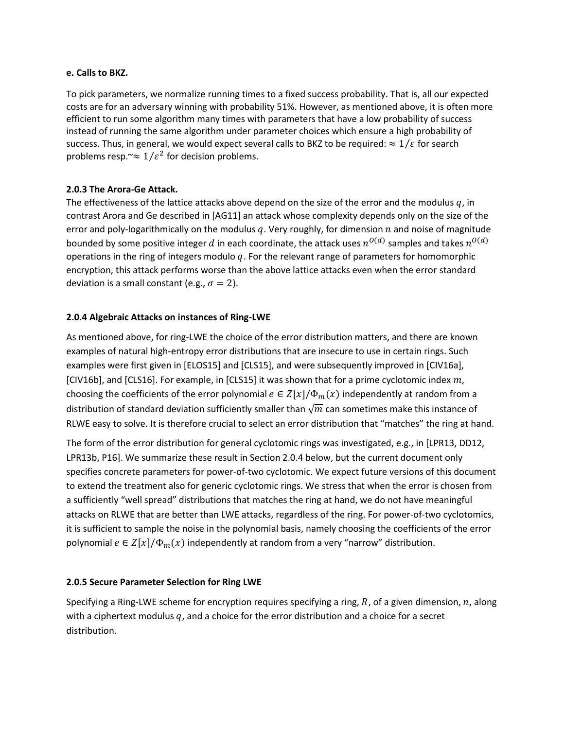**e. Calls to BKZ.**

To pick parameters, we normalize running times to a fixed success probability. That is, all our expected costs are for an adversary winning with probability 51%. However, as mentioned above, it is often more efficient to run some algorithm many times with parameters that have a low probability of success instead of running the same algorithm under parameter choices which ensure a high probability of success. Thus, in general, we would expect several calls to BKZ to be required: $\approx 1/\varepsilon$ for search problems resp.~$\approx 1/\varepsilon^2$ for decision problems.

### 2.0.3 The Arora-Ge Attack.

The effectiveness of the lattice attacks above depend on the size of the error and the modulus $q$, in contrast Arora and Ge described in [AG11] an attack whose complexity depends only on the size of the error and poly-logarithmically on the modulus $q$. Very roughly, for dimension $n$ and noise of magnitude bounded by some positive integer $d$ in each coordinate, the attack uses $n^{O(d)}$ samples and takes $n^{O(d)}$ operations in the ring of integers modulo $q$. For the relevant range of parameters for homomorphic encryption, this attack performs worse than the above lattice attacks even when the error standard deviation is a small constant (e.g., $\sigma = 2$).

### 2.0.4 Algebraic Attacks on instances of Ring-LWE

As mentioned above, for ring-LWE the choice of the error distribution matters, and there are known examples of natural high-entropy error distributions that are insecure to use in certain rings. Such examples were first given in [ELOS15] and [CLS15], and were subsequently improved in [CIV16a], [CIV16b], and [CLS16]. For example, in [CLS15] it was shown that for a prime cyclotomic index $m$, choosing the coefficients of the error polynomial $e \in Z[x]/\Phi_m(x)$ independently at random from a distribution of standard deviation sufficiently smaller than $\sqrt{m}$ can sometimes make this instance of RLWE easy to solve. It is therefore crucial to select an error distribution that "matches" the ring at hand.

The form of the error distribution for general cyclotomic rings was investigated, e.g., in [LPR13, DD12, LPR13b, P16]. We summarize these result in Section 2.0.4 below, but the current document only specifies concrete parameters for power-of-two cyclotomic. We expect future versions of this document to extend the treatment also for generic cyclotomic rings. We stress that when the error is chosen from a sufficiently "well spread" distributions that matches the ring at hand, we do not have meaningful attacks on RLWE that are better than LWE attacks, regardless of the ring. For power-of-two cyclotomics, it is sufficient to sample the noise in the polynomial basis, namely choosing the coefficients of the error polynomial $e \in Z[x]/\Phi_m(x)$ independently at random from a very "narrow" distribution.

### 2.0.5 Secure Parameter Selection for Ring LWE

Specifying a Ring-LWE scheme for encryption requires specifying a ring, $R$, of a given dimension, $n$, along with a ciphertext modulus $q$, and a choice for the error distribution and a choice for a secret distribution.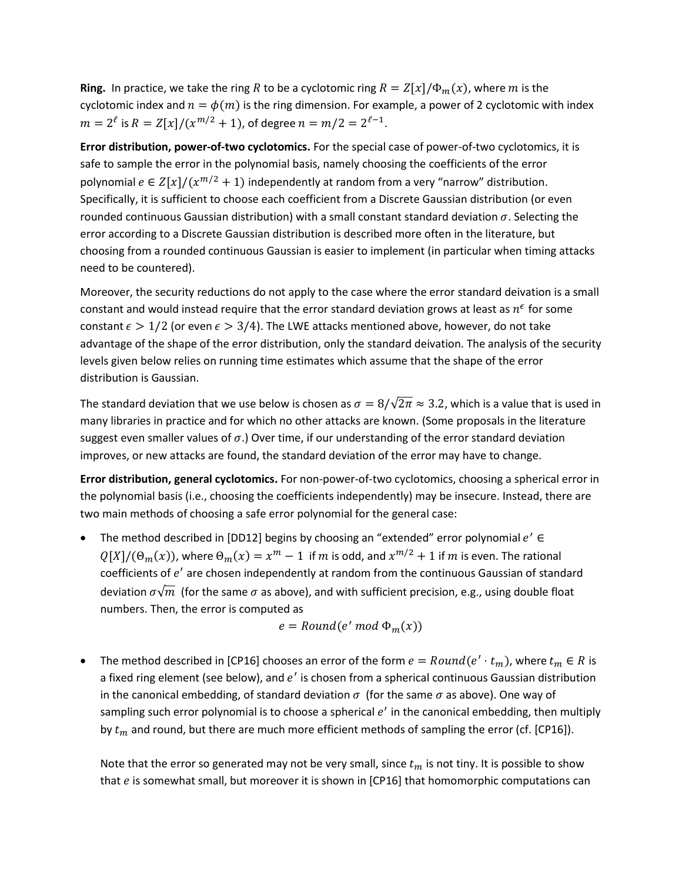**Ring.** In practice, we take the ring $R$ to be a cyclotomic ring $R = Z[x]/\Phi_m(x)$, where $m$ is the cyclotomic index and $n = \phi(m)$ is the ring dimension. For example, a power of 2 cyclotomic with index $m = 2^\ell$ is $R = Z[x]/(x^{m/2} + 1)$, of degree $n = m/2 = 2^{\ell-1}$.

**Error distribution, power-of-two cyclotomics.** For the special case of power-of-two cyclotomics, it is safe to sample the error in the polynomial basis, namely choosing the coefficients of the error polynomial $e \in Z[x]/(x^{m/2} + 1)$ independently at random from a very "narrow" distribution. Specifically, it is sufficient to choose each coefficient from a Discrete Gaussian distribution (or even rounded continuous Gaussian distribution) with a small constant standard deviation $\sigma$. Selecting the error according to a Discrete Gaussian distribution is described more often in the literature, but choosing from a rounded continuous Gaussian is easier to implement (in particular when timing attacks need to be countered).

Moreover, the security reductions do not apply to the case where the error standard deivation is a small constant and would instead require that the error standard deviation grows at least as $n^\epsilon$ for some constant $\epsilon > 1/2$ (or even $\epsilon > 3/4$). The LWE attacks mentioned above, however, do not take advantage of the shape of the error distribution, only the standard deivation. The analysis of the security levels given below relies on running time estimates which assume that the shape of the error distribution is Gaussian.

The standard deviation that we use below is chosen as $\sigma = 8/\sqrt{2\pi} \approx 3.2$, which is a value that is used in many libraries in practice and for which no other attacks are known. (Some proposals in the literature suggest even smaller values of $\sigma$.) Over time, if our understanding of the error standard deviation improves, or new attacks are found, the standard deviation of the error may have to change.

**Error distribution, general cyclotomics.** For non-power-of-two cyclotomics, choosing a spherical error in the polynomial basis (i.e., choosing the coefficients independently) may be insecure. Instead, there are two main methods of choosing a safe error polynomial for the general case:

- The method described in [DD12] begins by choosing an "extended" error polynomial $e' \in Q[X]/(\Theta_m(x))$, where $\Theta_m(x) = x^m - 1$ if $m$ is odd, and $x^{m/2} + 1$ if $m$ is even. The rational coefficients of $e'$ are chosen independently at random from the continuous Gaussian of standard deviation $\sigma\sqrt{m}$ (for the same $\sigma$ as above), and with sufficient precision, e.g., using double float numbers. Then, the error is computed as

$$e = Round(e' \bmod \Phi_m(x))$$

- The method described in [CP16] chooses an error of the form $e = Round(e' \cdot t_m)$, where $t_m \in R$ is a fixed ring element (see below), and $e'$ is chosen from a spherical continuous Gaussian distribution in the canonical embedding, of standard deviation $\sigma$ (for the same $\sigma$ as above). One way of sampling such error polynomial is to choose a spherical $e'$ in the canonical embedding, then multiply by $t_m$ and round, but there are much more efficient methods of sampling the error (cf. [CP16]).

  Note that the error so generated may not be very small, since $t_m$ is not tiny. It is possible to show that $e$ is somewhat small, but moreover it is shown in [CP16] that homomorphic computations can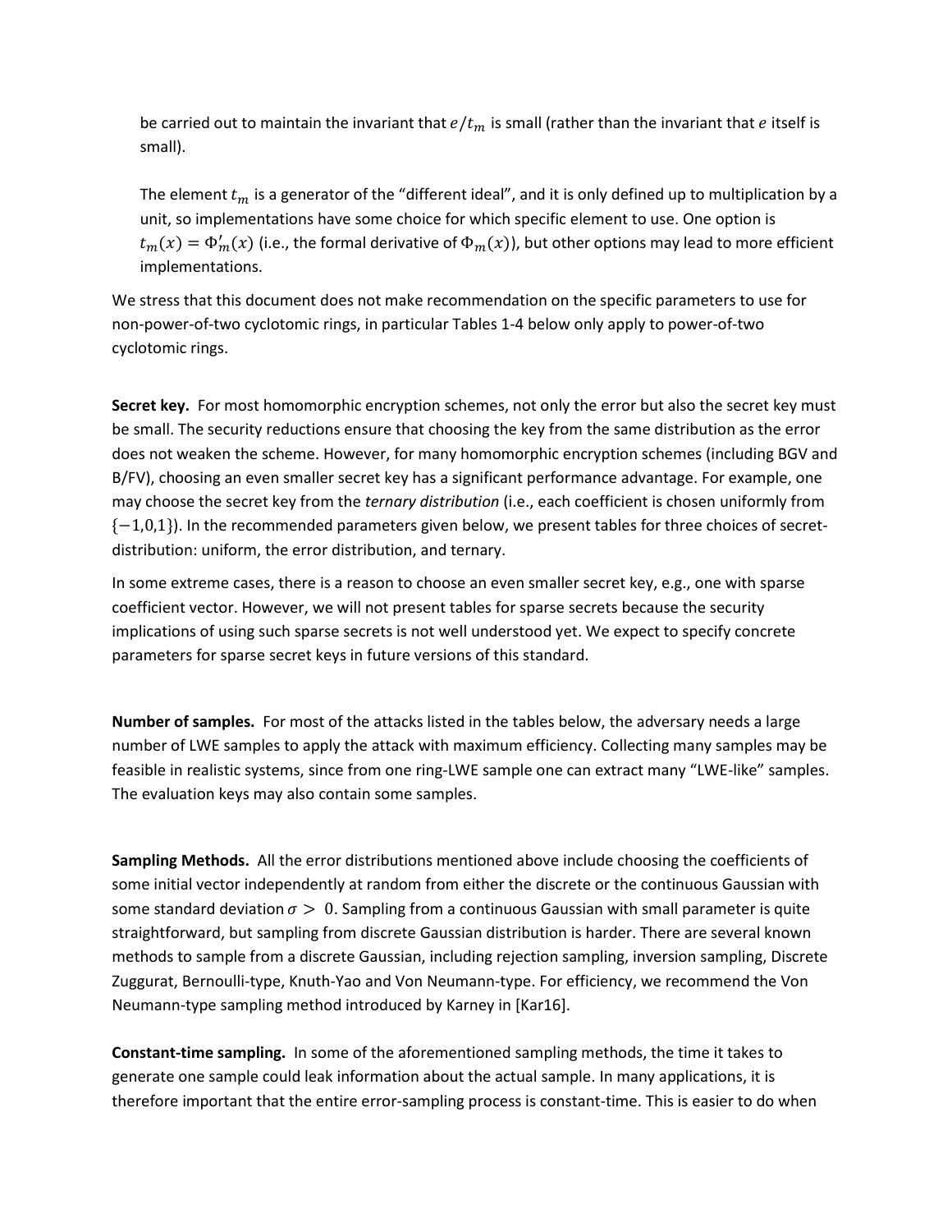be carried out to maintain the invariant that $e/t_m$ is small (rather than the invariant that $e$ itself is small).

The element $t_m$ is a generator of the "different ideal", and it is only defined up to multiplication by a unit, so implementations have some choice for which specific element to use. One option is $t_m(x) = \Phi'_m(x)$ (i.e., the formal derivative of $\Phi_m(x)$), but other options may lead to more efficient implementations.

We stress that this document does not make recommendation on the specific parameters to use for non-power-of-two cyclotomic rings, in particular Tables 1-4 below only apply to power-of-two cyclotomic rings.

**Secret key.** For most homomorphic encryption schemes, not only the error but also the secret key must be small. The security reductions ensure that choosing the key from the same distribution as the error does not weaken the scheme. However, for many homomorphic encryption schemes (including BGV and B/FV), choosing an even smaller secret key has a significant performance advantage. For example, one may choose the secret key from the *ternary distribution* (i.e., each coefficient is chosen uniformly from $\{-1,0,1\}$). In the recommended parameters given below, we present tables for three choices of secret-distribution: uniform, the error distribution, and ternary.

In some extreme cases, there is a reason to choose an even smaller secret key, e.g., one with sparse coefficient vector. However, we will not present tables for sparse secrets because the security implications of using such sparse secrets is not well understood yet. We expect to specify concrete parameters for sparse secret keys in future versions of this standard.

**Number of samples.** For most of the attacks listed in the tables below, the adversary needs a large number of LWE samples to apply the attack with maximum efficiency. Collecting many samples may be feasible in realistic systems, since from one ring-LWE sample one can extract many "LWE-like" samples. The evaluation keys may also contain some samples.

**Sampling Methods.** All the error distributions mentioned above include choosing the coefficients of some initial vector independently at random from either the discrete or the continuous Gaussian with some standard deviation $\sigma > 0$. Sampling from a continuous Gaussian with small parameter is quite straightforward, but sampling from discrete Gaussian distribution is harder. There are several known methods to sample from a discrete Gaussian, including rejection sampling, inversion sampling, Discrete Zuggurat, Bernoulli-type, Knuth-Yao and Von Neumann-type. For efficiency, we recommend the Von Neumann-type sampling method introduced by Karney in [Kar16].

**Constant-time sampling.** In some of the aforementioned sampling methods, the time it takes to generate one sample could leak information about the actual sample. In many applications, it is therefore important that the entire error-sampling process is constant-time. This is easier to do when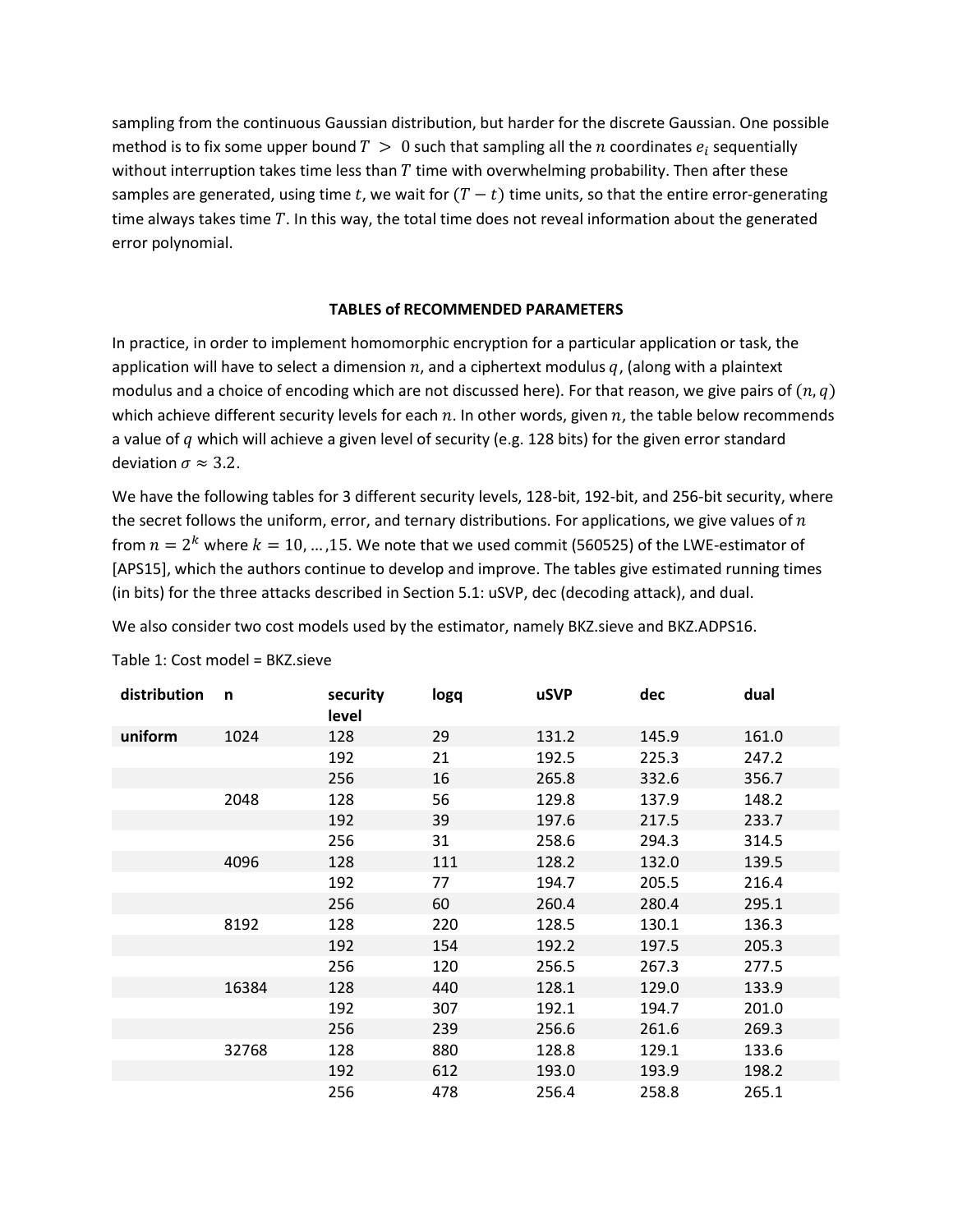sampling from the continuous Gaussian distribution, but harder for the discrete Gaussian. One possible method is to fix some upper bound $T > 0$ such that sampling all the $n$ coordinates $e_i$ sequentially without interruption takes time less than $T$ time with overwhelming probability. Then after these samples are generated, using time $t$, we wait for $(T - t)$ time units, so that the entire error-generating time always takes time $T$. In this way, the total time does not reveal information about the generated error polynomial.

**TABLES of RECOMMENDED PARAMETERS**

In practice, in order to implement homomorphic encryption for a particular application or task, the application will have to select a dimension $n$, and a ciphertext modulus $q$, (along with a plaintext modulus and a choice of encoding which are not discussed here). For that reason, we give pairs of $(n, q)$ which achieve different security levels for each $n$. In other words, given $n$, the table below recommends a value of $q$ which will achieve a given level of security (e.g. 128 bits) for the given error standard deviation $\sigma \approx 3.2$.

We have the following tables for 3 different security levels, 128-bit, 192-bit, and 256-bit security, where the secret follows the uniform, error, and ternary distributions. For applications, we give values of $n$ from $n = 2^k$ where $k = 10, \ldots, 15$. We note that we used commit (560525) of the LWE-estimator of [APS15], which the authors continue to develop and improve. The tables give estimated running times (in bits) for the three attacks described in Section 5.1: uSVP, dec (decoding attack), and dual.

We also consider two cost models used by the estimator, namely BKZ.sieve and BKZ.ADPS16.

Table 1: Cost model = BKZ.sieve

| distribution | n | security level | logq | uSVP | dec | dual |
|---|---|---|---|---|---|---|
| **uniform** | 1024 | 128 | 29 | 131.2 | 145.9 | 161.0 |
| | | 192 | 21 | 192.5 | 225.3 | 247.2 |
| | | 256 | 16 | 265.8 | 332.6 | 356.7 |
| | 2048 | 128 | 56 | 129.8 | 137.9 | 148.2 |
| | | 192 | 39 | 197.6 | 217.5 | 233.7 |
| | | 256 | 31 | 258.6 | 294.3 | 314.5 |
| | 4096 | 128 | 111 | 128.2 | 132.0 | 139.5 |
| | | 192 | 77 | 194.7 | 205.5 | 216.4 |
| | | 256 | 60 | 260.4 | 280.4 | 295.1 |
| | 8192 | 128 | 220 | 128.5 | 130.1 | 136.3 |
| | | 192 | 154 | 192.2 | 197.5 | 205.3 |
| | | 256 | 120 | 256.5 | 267.3 | 277.5 |
| | 16384 | 128 | 440 | 128.1 | 129.0 | 133.9 |
| | | 192 | 307 | 192.1 | 194.7 | 201.0 |
| | | 256 | 239 | 256.6 | 261.6 | 269.3 |
| | 32768 | 128 | 880 | 128.8 | 129.1 | 133.6 |
| | | 192 | 612 | 193.0 | 193.9 | 198.2 |
| | | 256 | 478 | 256.4 | 258.8 | 265.1 |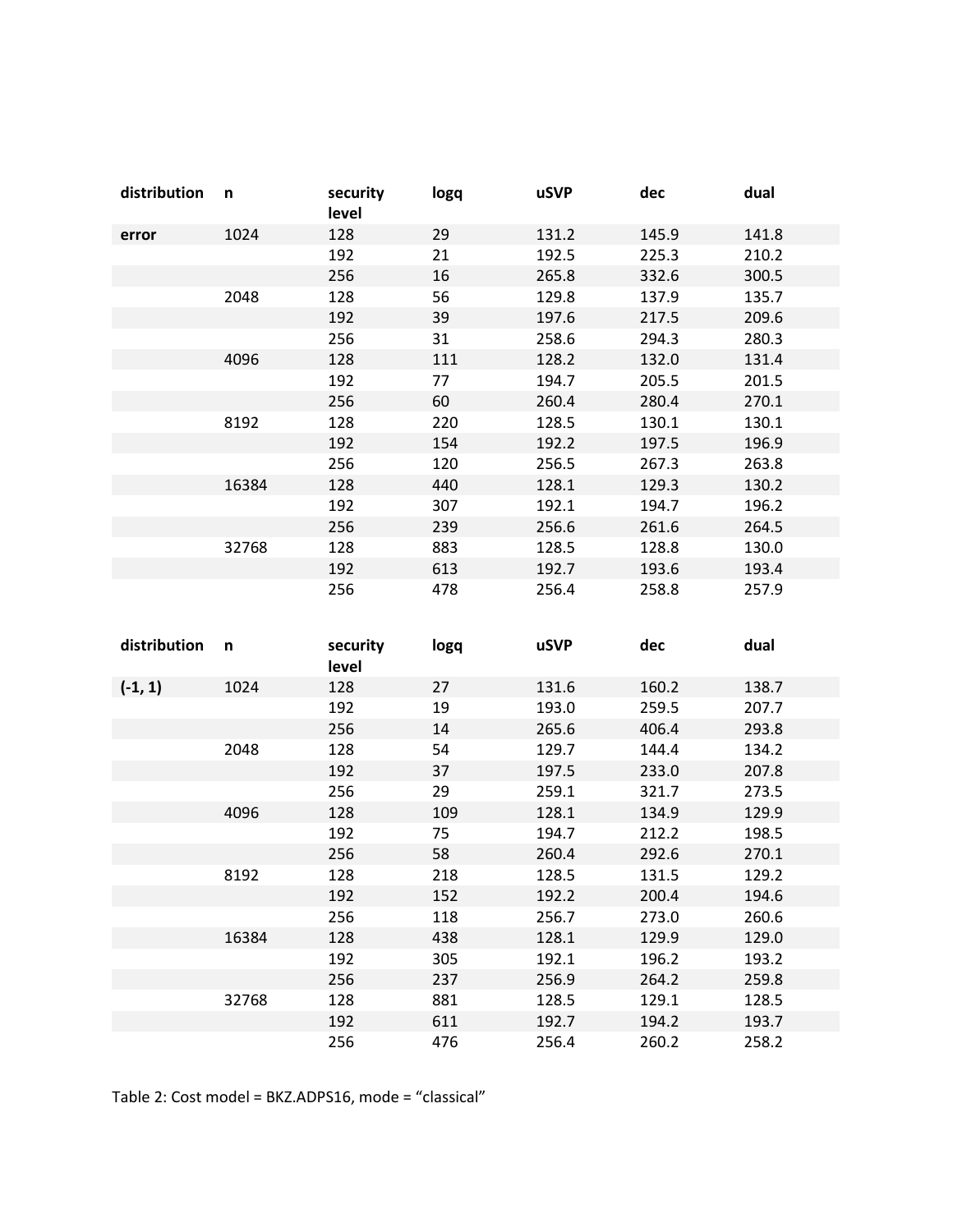| distribution | n | security level | logq | uSVP | dec | dual |
|---|---|---|---|---|---|---|
| **error** | 1024 | 128 | 29 | 131.2 | 145.9 | 141.8 |
| | | 192 | 21 | 192.5 | 225.3 | 210.2 |
| | | 256 | 16 | 265.8 | 332.6 | 300.5 |
| | 2048 | 128 | 56 | 129.8 | 137.9 | 135.7 |
| | | 192 | 39 | 197.6 | 217.5 | 209.6 |
| | | 256 | 31 | 258.6 | 294.3 | 280.3 |
| | 4096 | 128 | 111 | 128.2 | 132.0 | 131.4 |
| | | 192 | 77 | 194.7 | 205.5 | 201.5 |
| | | 256 | 60 | 260.4 | 280.4 | 270.1 |
| | 8192 | 128 | 220 | 128.5 | 130.1 | 130.1 |
| | | 192 | 154 | 192.2 | 197.5 | 196.9 |
| | | 256 | 120 | 256.5 | 267.3 | 263.8 |
| | 16384 | 128 | 440 | 128.1 | 129.3 | 130.2 |
| | | 192 | 307 | 192.1 | 194.7 | 196.2 |
| | | 256 | 239 | 256.6 | 261.6 | 264.5 |
| | 32768 | 128 | 883 | 128.5 | 128.8 | 130.0 |
| | | 192 | 613 | 192.7 | 193.6 | 193.4 |
| | | 256 | 478 | 256.4 | 258.8 | 257.9 |

| distribution | n | security level | logq | uSVP | dec | dual |
|---|---|---|---|---|---|---|
| **(-1, 1)** | 1024 | 128 | 27 | 131.6 | 160.2 | 138.7 |
| | | 192 | 19 | 193.0 | 259.5 | 207.7 |
| | | 256 | 14 | 265.6 | 406.4 | 293.8 |
| | 2048 | 128 | 54 | 129.7 | 144.4 | 134.2 |
| | | 192 | 37 | 197.5 | 233.0 | 207.8 |
| | | 256 | 29 | 259.1 | 321.7 | 273.5 |
| | 4096 | 128 | 109 | 128.1 | 134.9 | 129.9 |
| | | 192 | 75 | 194.7 | 212.2 | 198.5 |
| | | 256 | 58 | 260.4 | 292.6 | 270.1 |
| | 8192 | 128 | 218 | 128.5 | 131.5 | 129.2 |
| | | 192 | 152 | 192.2 | 200.4 | 194.6 |
| | | 256 | 118 | 256.7 | 273.0 | 260.6 |
| | 16384 | 128 | 438 | 128.1 | 129.9 | 129.0 |
| | | 192 | 305 | 192.1 | 196.2 | 193.2 |
| | | 256 | 237 | 256.9 | 264.2 | 259.8 |
| | 32768 | 128 | 881 | 128.5 | 129.1 | 128.5 |
| | | 192 | 611 | 192.7 | 194.2 | 193.7 |
| | | 256 | 476 | 256.4 | 260.2 | 258.2 |

Table 2: Cost model = BKZ.ADPS16, mode = "classical"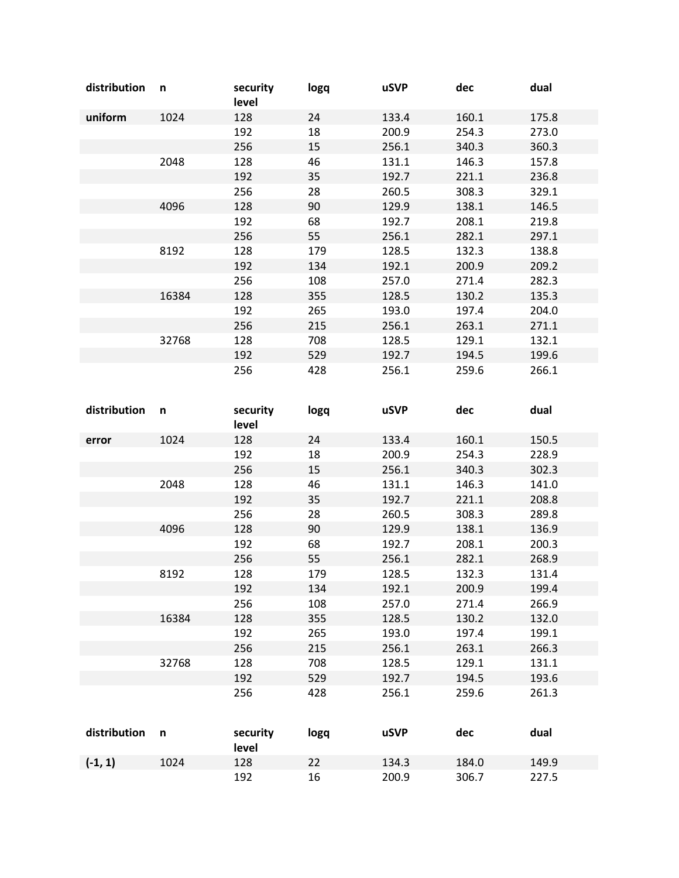| distribution | n | security level | logq | uSVP | dec | dual |
|---|---|---|---|---|---|---|
| **uniform** | 1024 | 128 | 24 | 133.4 | 160.1 | 175.8 |
| | | 192 | 18 | 200.9 | 254.3 | 273.0 |
| | | 256 | 15 | 256.1 | 340.3 | 360.3 |
| | 2048 | 128 | 46 | 131.1 | 146.3 | 157.8 |
| | | 192 | 35 | 192.7 | 221.1 | 236.8 |
| | | 256 | 28 | 260.5 | 308.3 | 329.1 |
| | 4096 | 128 | 90 | 129.9 | 138.1 | 146.5 |
| | | 192 | 68 | 192.7 | 208.1 | 219.8 |
| | | 256 | 55 | 256.1 | 282.1 | 297.1 |
| | 8192 | 128 | 179 | 128.5 | 132.3 | 138.8 |
| | | 192 | 134 | 192.1 | 200.9 | 209.2 |
| | | 256 | 108 | 257.0 | 271.4 | 282.3 |
| | 16384 | 128 | 355 | 128.5 | 130.2 | 135.3 |
| | | 192 | 265 | 193.0 | 197.4 | 204.0 |
| | | 256 | 215 | 256.1 | 263.1 | 271.1 |
| | 32768 | 128 | 708 | 128.5 | 129.1 | 132.1 |
| | | 192 | 529 | 192.7 | 194.5 | 199.6 |
| | | 256 | 428 | 256.1 | 259.6 | 266.1 |

| distribution | n | security level | logq | uSVP | dec | dual |
|---|---|---|---|---|---|---|
| **error** | 1024 | 128 | 24 | 133.4 | 160.1 | 150.5 |
| | | 192 | 18 | 200.9 | 254.3 | 228.9 |
| | | 256 | 15 | 256.1 | 340.3 | 302.3 |
| | 2048 | 128 | 46 | 131.1 | 146.3 | 141.0 |
| | | 192 | 35 | 192.7 | 221.1 | 208.8 |
| | | 256 | 28 | 260.5 | 308.3 | 289.8 |
| | 4096 | 128 | 90 | 129.9 | 138.1 | 136.9 |
| | | 192 | 68 | 192.7 | 208.1 | 200.3 |
| | | 256 | 55 | 256.1 | 282.1 | 268.9 |
| | 8192 | 128 | 179 | 128.5 | 132.3 | 131.4 |
| | | 192 | 134 | 192.1 | 200.9 | 199.4 |
| | | 256 | 108 | 257.0 | 271.4 | 266.9 |
| | 16384 | 128 | 355 | 128.5 | 130.2 | 132.0 |
| | | 192 | 265 | 193.0 | 197.4 | 199.1 |
| | | 256 | 215 | 256.1 | 263.1 | 266.3 |
| | 32768 | 128 | 708 | 128.5 | 129.1 | 131.1 |
| | | 192 | 529 | 192.7 | 194.5 | 193.6 |
| | | 256 | 428 | 256.1 | 259.6 | 261.3 |

| distribution | n | security level | logq | uSVP | dec | dual |
|---|---|---|---|---|---|---|
| **(-1, 1)** | 1024 | 128 | 22 | 134.3 | 184.0 | 149.9 |
| | | 192 | 16 | 200.9 | 306.7 | 227.5 |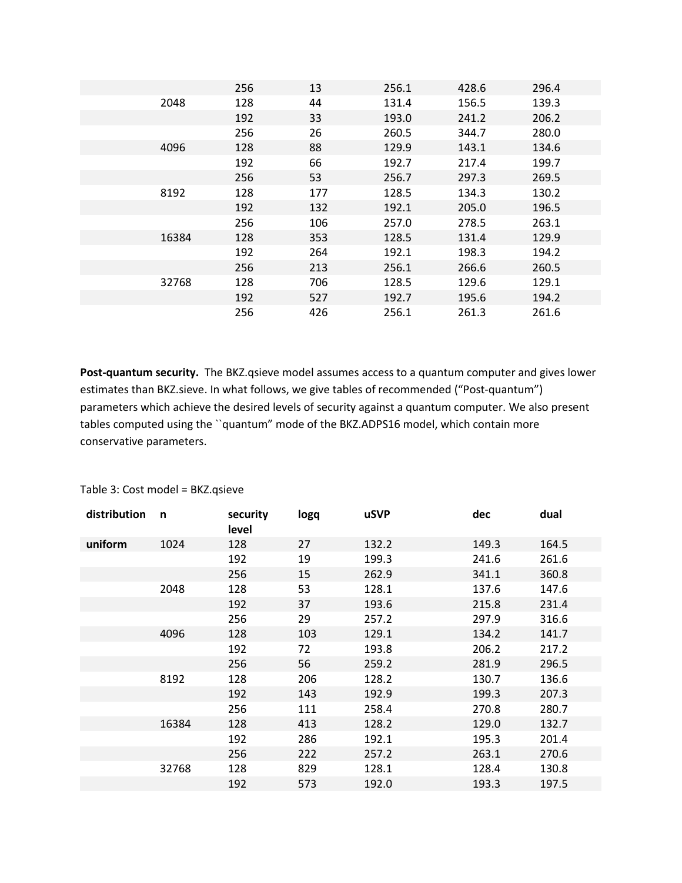| | | | | | | |
|---|---|---|---|---|---|---|
| | | 256 | 13 | 256.1 | 428.6 | 296.4 |
| | 2048 | 128 | 44 | 131.4 | 156.5 | 139.3 |
| | | 192 | 33 | 193.0 | 241.2 | 206.2 |
| | | 256 | 26 | 260.5 | 344.7 | 280.0 |
| | 4096 | 128 | 88 | 129.9 | 143.1 | 134.6 |
| | | 192 | 66 | 192.7 | 217.4 | 199.7 |
| | | 256 | 53 | 256.7 | 297.3 | 269.5 |
| | 8192 | 128 | 177 | 128.5 | 134.3 | 130.2 |
| | | 192 | 132 | 192.1 | 205.0 | 196.5 |
| | | 256 | 106 | 257.0 | 278.5 | 263.1 |
| | 16384 | 128 | 353 | 128.5 | 131.4 | 129.9 |
| | | 192 | 264 | 192.1 | 198.3 | 194.2 |
| | | 256 | 213 | 256.1 | 266.6 | 260.5 |
| | 32768 | 128 | 706 | 128.5 | 129.6 | 129.1 |
| | | 192 | 527 | 192.7 | 195.6 | 194.2 |
| | | 256 | 426 | 256.1 | 261.3 | 261.6 |

**Post-quantum security.** The BKZ.qsieve model assumes access to a quantum computer and gives lower estimates than BKZ.sieve. In what follows, we give tables of recommended ("Post-quantum") parameters which achieve the desired levels of security against a quantum computer. We also present tables computed using the ``quantum" mode of the BKZ.ADPS16 model, which contain more conservative parameters.

Table 3: Cost model = BKZ.qsieve

| distribution | n | security level | logq | uSVP | dec | dual |
|---|---|---|---|---|---|---|
| **uniform** | 1024 | 128 | 27 | 132.2 | 149.3 | 164.5 |
| | | 192 | 19 | 199.3 | 241.6 | 261.6 |
| | | 256 | 15 | 262.9 | 341.1 | 360.8 |
| | 2048 | 128 | 53 | 128.1 | 137.6 | 147.6 |
| | | 192 | 37 | 193.6 | 215.8 | 231.4 |
| | | 256 | 29 | 257.2 | 297.9 | 316.6 |
| | 4096 | 128 | 103 | 129.1 | 134.2 | 141.7 |
| | | 192 | 72 | 193.8 | 206.2 | 217.2 |
| | | 256 | 56 | 259.2 | 281.9 | 296.5 |
| | 8192 | 128 | 206 | 128.2 | 130.7 | 136.6 |
| | | 192 | 143 | 192.9 | 199.3 | 207.3 |
| | | 256 | 111 | 258.4 | 270.8 | 280.7 |
| | 16384 | 128 | 413 | 128.2 | 129.0 | 132.7 |
| | | 192 | 286 | 192.1 | 195.3 | 201.4 |
| | | 256 | 222 | 257.2 | 263.1 | 270.6 |
| | 32768 | 128 | 829 | 128.1 | 128.4 | 130.8 |
| | | 192 | 573 | 192.0 | 193.3 | 197.5 |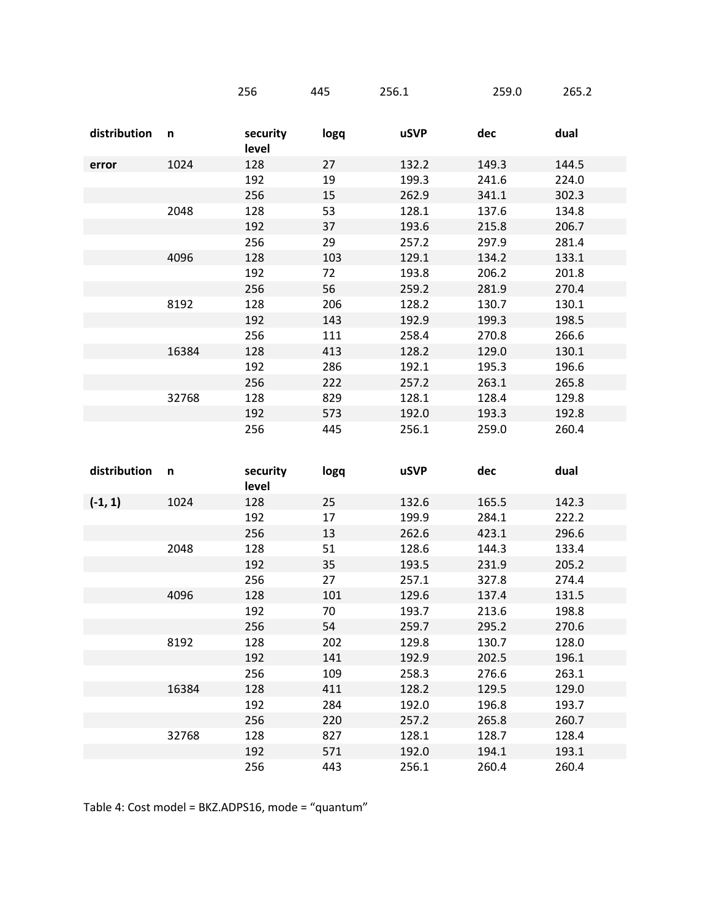| | | 256 | 445 | 256.1 | 259.0 | 265.2 |
|---|---|---|---|---|---|---|

| distribution | n | security level | logq | uSVP | dec | dual |
|---|---|---|---|---|---|---|
| **error** | 1024 | 128 | 27 | 132.2 | 149.3 | 144.5 |
| | | 192 | 19 | 199.3 | 241.6 | 224.0 |
| | | 256 | 15 | 262.9 | 341.1 | 302.3 |
| | 2048 | 128 | 53 | 128.1 | 137.6 | 134.8 |
| | | 192 | 37 | 193.6 | 215.8 | 206.7 |
| | | 256 | 29 | 257.2 | 297.9 | 281.4 |
| | 4096 | 128 | 103 | 129.1 | 134.2 | 133.1 |
| | | 192 | 72 | 193.8 | 206.2 | 201.8 |
| | | 256 | 56 | 259.2 | 281.9 | 270.4 |
| | 8192 | 128 | 206 | 128.2 | 130.7 | 130.1 |
| | | 192 | 143 | 192.9 | 199.3 | 198.5 |
| | | 256 | 111 | 258.4 | 270.8 | 266.6 |
| | 16384 | 128 | 413 | 128.2 | 129.0 | 130.1 |
| | | 192 | 286 | 192.1 | 195.3 | 196.6 |
| | | 256 | 222 | 257.2 | 263.1 | 265.8 |
| | 32768 | 128 | 829 | 128.1 | 128.4 | 129.8 |
| | | 192 | 573 | 192.0 | 193.3 | 192.8 |
| | | 256 | 445 | 256.1 | 259.0 | 260.4 |

| distribution | n | security level | logq | uSVP | dec | dual |
|---|---|---|---|---|---|---|
| **(-1, 1)** | 1024 | 128 | 25 | 132.6 | 165.5 | 142.3 |
| | | 192 | 17 | 199.9 | 284.1 | 222.2 |
| | | 256 | 13 | 262.6 | 423.1 | 296.6 |
| | 2048 | 128 | 51 | 128.6 | 144.3 | 133.4 |
| | | 192 | 35 | 193.5 | 231.9 | 205.2 |
| | | 256 | 27 | 257.1 | 327.8 | 274.4 |
| | 4096 | 128 | 101 | 129.6 | 137.4 | 131.5 |
| | | 192 | 70 | 193.7 | 213.6 | 198.8 |
| | | 256 | 54 | 259.7 | 295.2 | 270.6 |
| | 8192 | 128 | 202 | 129.8 | 130.7 | 128.0 |
| | | 192 | 141 | 192.9 | 202.5 | 196.1 |
| | | 256 | 109 | 258.3 | 276.6 | 263.1 |
| | 16384 | 128 | 411 | 128.2 | 129.5 | 129.0 |
| | | 192 | 284 | 192.0 | 196.8 | 193.7 |
| | | 256 | 220 | 257.2 | 265.8 | 260.7 |
| | 32768 | 128 | 827 | 128.1 | 128.7 | 128.4 |
| | | 192 | 571 | 192.0 | 194.1 | 193.1 |
| | | 256 | 443 | 256.1 | 260.4 | 260.4 |

Table 4: Cost model = BKZ.ADPS16, mode = "quantum"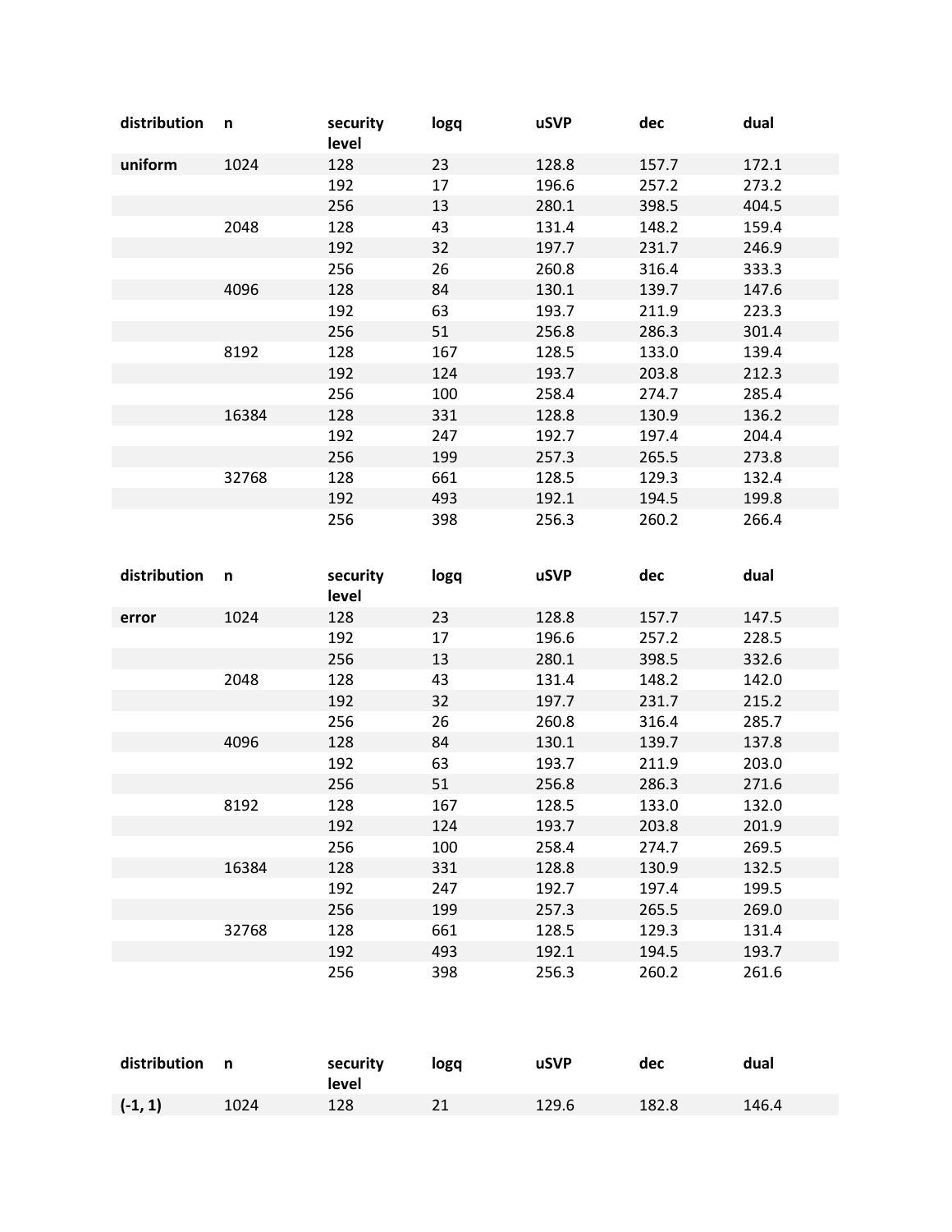| distribution | n | security level | logq | uSVP | dec | dual |
| --- | --- | --- | --- | --- | --- | --- |
| **uniform** | 1024 | 128 | 23 | 128.8 | 157.7 | 172.1 |
| | | 192 | 17 | 196.6 | 257.2 | 273.2 |
| | | 256 | 13 | 280.1 | 398.5 | 404.5 |
| | 2048 | 128 | 43 | 131.4 | 148.2 | 159.4 |
| | | 192 | 32 | 197.7 | 231.7 | 246.9 |
| | | 256 | 26 | 260.8 | 316.4 | 333.3 |
| | 4096 | 128 | 84 | 130.1 | 139.7 | 147.6 |
| | | 192 | 63 | 193.7 | 211.9 | 223.3 |
| | | 256 | 51 | 256.8 | 286.3 | 301.4 |
| | 8192 | 128 | 167 | 128.5 | 133.0 | 139.4 |
| | | 192 | 124 | 193.7 | 203.8 | 212.3 |
| | | 256 | 100 | 258.4 | 274.7 | 285.4 |
| | 16384 | 128 | 331 | 128.8 | 130.9 | 136.2 |
| | | 192 | 247 | 192.7 | 197.4 | 204.4 |
| | | 256 | 199 | 257.3 | 265.5 | 273.8 |
| | 32768 | 128 | 661 | 128.5 | 129.3 | 132.4 |
| | | 192 | 493 | 192.1 | 194.5 | 199.8 |
| | | 256 | 398 | 256.3 | 260.2 | 266.4 |

| distribution | n | security level | logq | uSVP | dec | dual |
| --- | --- | --- | --- | --- | --- | --- |
| **error** | 1024 | 128 | 23 | 128.8 | 157.7 | 147.5 |
| | | 192 | 17 | 196.6 | 257.2 | 228.5 |
| | | 256 | 13 | 280.1 | 398.5 | 332.6 |
| | 2048 | 128 | 43 | 131.4 | 148.2 | 142.0 |
| | | 192 | 32 | 197.7 | 231.7 | 215.2 |
| | | 256 | 26 | 260.8 | 316.4 | 285.7 |
| | 4096 | 128 | 84 | 130.1 | 139.7 | 137.8 |
| | | 192 | 63 | 193.7 | 211.9 | 203.0 |
| | | 256 | 51 | 256.8 | 286.3 | 271.6 |
| | 8192 | 128 | 167 | 128.5 | 133.0 | 132.0 |
| | | 192 | 124 | 193.7 | 203.8 | 201.9 |
| | | 256 | 100 | 258.4 | 274.7 | 269.5 |
| | 16384 | 128 | 331 | 128.8 | 130.9 | 132.5 |
| | | 192 | 247 | 192.7 | 197.4 | 199.5 |
| | | 256 | 199 | 257.3 | 265.5 | 269.0 |
| | 32768 | 128 | 661 | 128.5 | 129.3 | 131.4 |
| | | 192 | 493 | 192.1 | 194.5 | 193.7 |
| | | 256 | 398 | 256.3 | 260.2 | 261.6 |

| distribution | n | security level | logq | uSVP | dec | dual |
| --- | --- | --- | --- | --- | --- | --- |
| **(-1, 1)** | 1024 | 128 | 21 | 129.6 | 182.8 | 146.4 |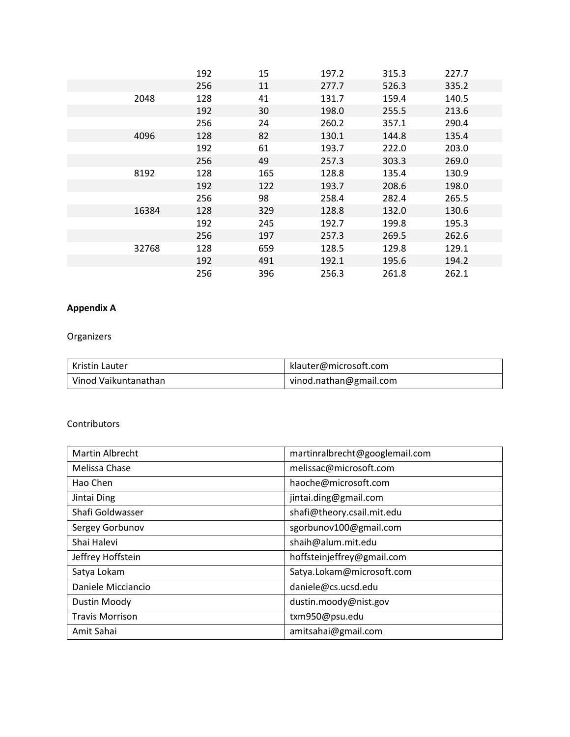| | 192 | 15 | 197.2 | 315.3 | 227.7 |
|---|---|---|---|---|---|
| | 256 | 11 | 277.7 | 526.3 | 335.2 |
| 2048 | 128 | 41 | 131.7 | 159.4 | 140.5 |
| | 192 | 30 | 198.0 | 255.5 | 213.6 |
| | 256 | 24 | 260.2 | 357.1 | 290.4 |
| 4096 | 128 | 82 | 130.1 | 144.8 | 135.4 |
| | 192 | 61 | 193.7 | 222.0 | 203.0 |
| | 256 | 49 | 257.3 | 303.3 | 269.0 |
| 8192 | 128 | 165 | 128.8 | 135.4 | 130.9 |
| | 192 | 122 | 193.7 | 208.6 | 198.0 |
| | 256 | 98 | 258.4 | 282.4 | 265.5 |
| 16384 | 128 | 329 | 128.8 | 132.0 | 130.6 |
| | 192 | 245 | 192.7 | 199.8 | 195.3 |
| | 256 | 197 | 257.3 | 269.5 | 262.6 |
| 32768 | 128 | 659 | 128.5 | 129.8 | 129.1 |
| | 192 | 491 | 192.1 | 195.6 | 194.2 |
| | 256 | 396 | 256.3 | 261.8 | 262.1 |

**Appendix A**

Organizers

| Kristin Lauter | klauter@microsoft.com |
|---|---|
| Vinod Vaikuntanathan | vinod.nathan@gmail.com |

Contributors

| Martin Albrecht | martinralbrecht@googlemail.com |
|---|---|
| Melissa Chase | melissac@microsoft.com |
| Hao Chen | haoche@microsoft.com |
| Jintai Ding | jintai.ding@gmail.com |
| Shafi Goldwasser | shafi@theory.csail.mit.edu |
| Sergey Gorbunov | sgorbunov100@gmail.com |
| Shai Halevi | shaih@alum.mit.edu |
| Jeffrey Hoffstein | hoffsteinjeffrey@gmail.com |
| Satya Lokam | Satya.Lokam@microsoft.com |
| Daniele Micciancio | daniele@cs.ucsd.edu |
| Dustin Moody | dustin.moody@nist.gov |
| Travis Morrison | txm950@psu.edu |
| Amit Sahai | amitsahai@gmail.com |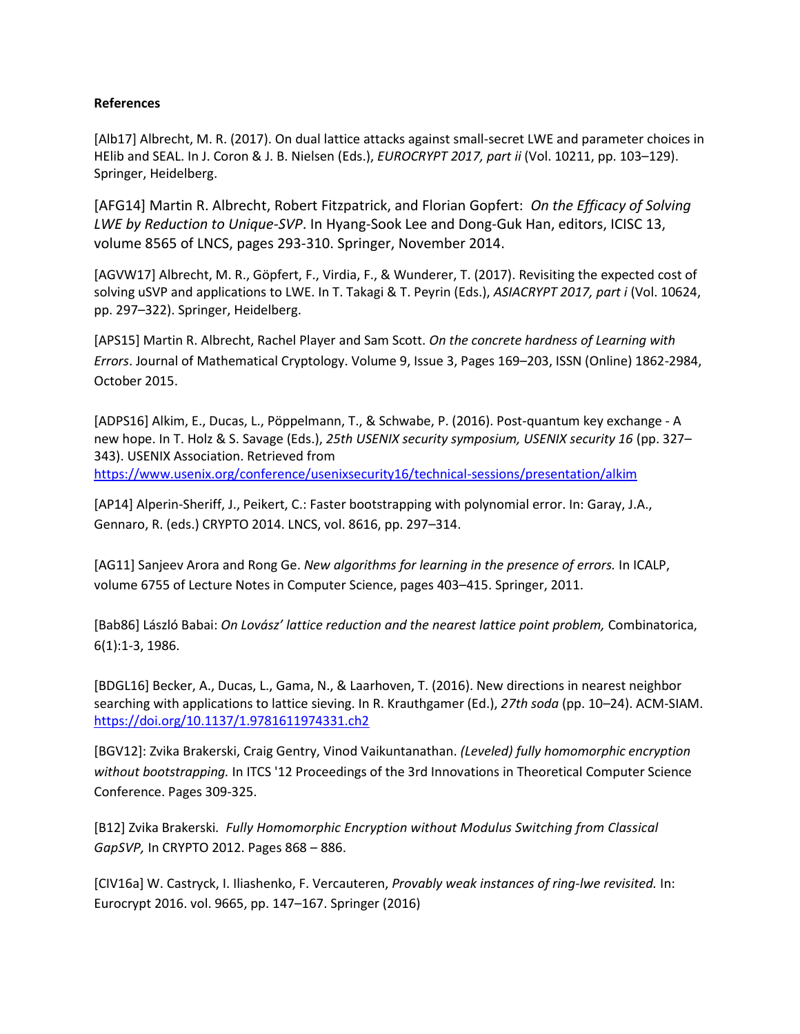**References**

[Alb17] Albrecht, M. R. (2017). On dual lattice attacks against small-secret LWE and parameter choices in HElib and SEAL. In J. Coron & J. B. Nielsen (Eds.), *EUROCRYPT 2017, part ii* (Vol. 10211, pp. 103–129). Springer, Heidelberg.

[AFG14] Martin R. Albrecht, Robert Fitzpatrick, and Florian Gopfert: *On the Efficacy of Solving LWE by Reduction to Unique-SVP*. In Hyang-Sook Lee and Dong-Guk Han, editors, ICISC 13, volume 8565 of LNCS, pages 293-310. Springer, November 2014.

[AGVW17] Albrecht, M. R., Göpfert, F., Virdia, F., & Wunderer, T. (2017). Revisiting the expected cost of solving uSVP and applications to LWE. In T. Takagi & T. Peyrin (Eds.), *ASIACRYPT 2017, part i* (Vol. 10624, pp. 297–322). Springer, Heidelberg.

[APS15] Martin R. Albrecht, Rachel Player and Sam Scott. *On the concrete hardness of Learning with Errors*. Journal of Mathematical Cryptology. Volume 9, Issue 3, Pages 169–203, ISSN (Online) 1862-2984, October 2015.

[ADPS16] Alkim, E., Ducas, L., Pöppelmann, T., & Schwabe, P. (2016). Post-quantum key exchange - A new hope. In T. Holz & S. Savage (Eds.), *25th USENIX security symposium, USENIX security 16* (pp. 327–343). USENIX Association. Retrieved from https://www.usenix.org/conference/usenixsecurity16/technical-sessions/presentation/alkim

[AP14] Alperin-Sheriff, J., Peikert, C.: Faster bootstrapping with polynomial error. In: Garay, J.A., Gennaro, R. (eds.) CRYPTO 2014. LNCS, vol. 8616, pp. 297–314.

[AG11] Sanjeev Arora and Rong Ge. *New algorithms for learning in the presence of errors.* In ICALP, volume 6755 of Lecture Notes in Computer Science, pages 403–415. Springer, 2011.

[Bab86] László Babai: *On Lovász' lattice reduction and the nearest lattice point problem,* Combinatorica, 6(1):1-3, 1986.

[BDGL16] Becker, A., Ducas, L., Gama, N., & Laarhoven, T. (2016). New directions in nearest neighbor searching with applications to lattice sieving. In R. Krauthgamer (Ed.), *27th soda* (pp. 10–24). ACM-SIAM. https://doi.org/10.1137/1.9781611974331.ch2

[BGV12]: Zvika Brakerski, Craig Gentry, Vinod Vaikuntanathan. *(Leveled) fully homomorphic encryption without bootstrapping.* In ITCS '12 Proceedings of the 3rd Innovations in Theoretical Computer Science Conference. Pages 309-325.

[B12] Zvika Brakerski. *Fully Homomorphic Encryption without Modulus Switching from Classical GapSVP,* In CRYPTO 2012. Pages 868 – 886.

[CIV16a] W. Castryck, I. Iliashenko, F. Vercauteren, *Provably weak instances of ring-lwe revisited.* In: Eurocrypt 2016. vol. 9665, pp. 147–167. Springer (2016)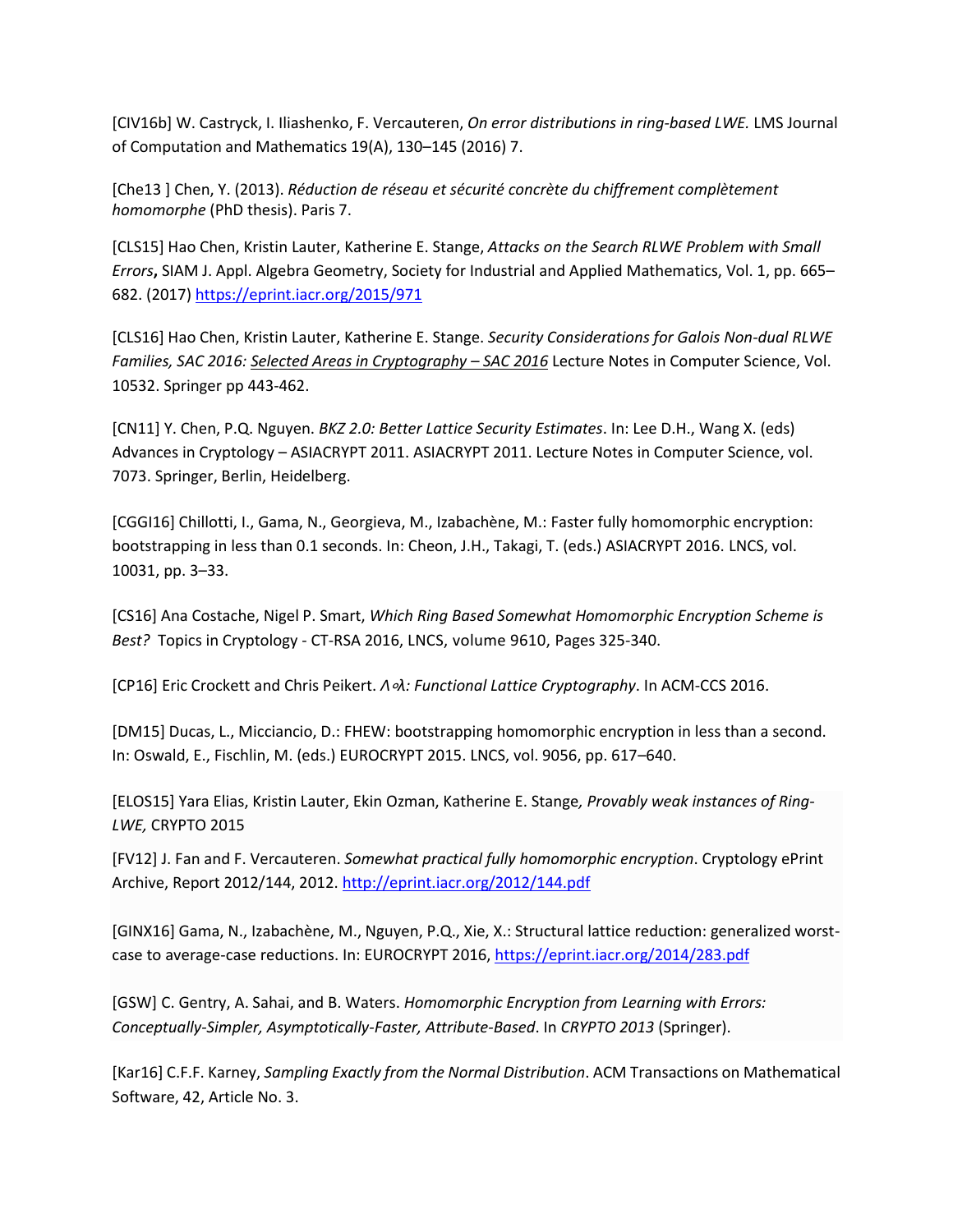[CIV16b] W. Castryck, I. Iliashenko, F. Vercauteren, *On error distributions in ring-based LWE.* LMS Journal of Computation and Mathematics 19(A), 130–145 (2016) 7.

[Che13 ] Chen, Y. (2013). *Réduction de réseau et sécurité concrète du chiffrement complètement homomorphe* (PhD thesis). Paris 7.

[CLS15] Hao Chen, Kristin Lauter, Katherine E. Stange, *Attacks on the Search RLWE Problem with Small Errors*, SIAM J. Appl. Algebra Geometry, Society for Industrial and Applied Mathematics, Vol. 1, pp. 665–682. (2017) https://eprint.iacr.org/2015/971

[CLS16] Hao Chen, Kristin Lauter, Katherine E. Stange. *Security Considerations for Galois Non-dual RLWE Families, SAC 2016: Selected Areas in Cryptography – SAC 2016* Lecture Notes in Computer Science, Vol. 10532. Springer pp 443-462.

[CN11] Y. Chen, P.Q. Nguyen. *BKZ 2.0: Better Lattice Security Estimates*. In: Lee D.H., Wang X. (eds) Advances in Cryptology – ASIACRYPT 2011. ASIACRYPT 2011. Lecture Notes in Computer Science, vol. 7073. Springer, Berlin, Heidelberg.

[CGGI16] Chillotti, I., Gama, N., Georgieva, M., Izabachène, M.: Faster fully homomorphic encryption: bootstrapping in less than 0.1 seconds. In: Cheon, J.H., Takagi, T. (eds.) ASIACRYPT 2016. LNCS, vol. 10031, pp. 3–33.

[CS16] Ana Costache, Nigel P. Smart, *Which Ring Based Somewhat Homomorphic Encryption Scheme is Best?* Topics in Cryptology - CT-RSA 2016, LNCS, volume 9610, Pages 325-340.

[CP16] Eric Crockett and Chris Peikert. *Λ∘λ: Functional Lattice Cryptography*. In ACM-CCS 2016.

[DM15] Ducas, L., Micciancio, D.: FHEW: bootstrapping homomorphic encryption in less than a second. In: Oswald, E., Fischlin, M. (eds.) EUROCRYPT 2015. LNCS, vol. 9056, pp. 617–640.

[ELOS15] Yara Elias, Kristin Lauter, Ekin Ozman, Katherine E. Stange*, Provably weak instances of Ring-LWE,* CRYPTO 2015

[FV12] J. Fan and F. Vercauteren. *Somewhat practical fully homomorphic encryption*. Cryptology ePrint Archive, Report 2012/144, 2012. http://eprint.iacr.org/2012/144.pdf

[GINX16] Gama, N., Izabachène, M., Nguyen, P.Q., Xie, X.: Structural lattice reduction: generalized worst-case to average-case reductions. In: EUROCRYPT 2016, https://eprint.iacr.org/2014/283.pdf

[GSW] C. Gentry, A. Sahai, and B. Waters. *Homomorphic Encryption from Learning with Errors: Conceptually-Simpler, Asymptotically-Faster, Attribute-Based*. In *CRYPTO 2013* (Springer).

[Kar16] C.F.F. Karney, *Sampling Exactly from the Normal Distribution*. ACM Transactions on Mathematical Software, 42, Article No. 3.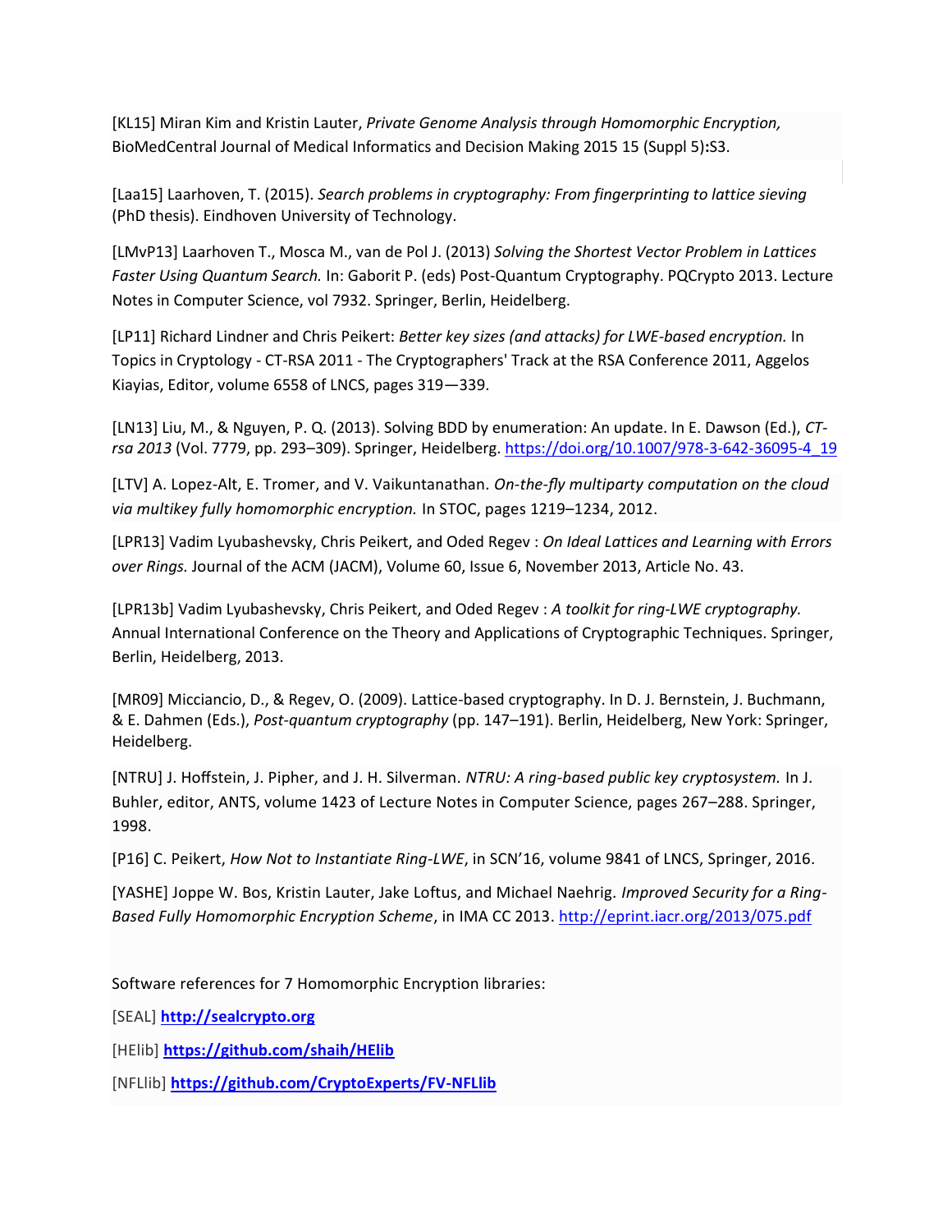[KL15] Miran Kim and Kristin Lauter, *Private Genome Analysis through Homomorphic Encryption,* BioMedCentral Journal of Medical Informatics and Decision Making 2015 15 (Suppl 5)**:**S3.

[Laa15] Laarhoven, T. (2015). *Search problems in cryptography: From fingerprinting to lattice sieving* (PhD thesis). Eindhoven University of Technology.

[LMvP13] Laarhoven T., Mosca M., van de Pol J. (2013) *Solving the Shortest Vector Problem in Lattices Faster Using Quantum Search.* In: Gaborit P. (eds) Post-Quantum Cryptography. PQCrypto 2013. Lecture Notes in Computer Science, vol 7932. Springer, Berlin, Heidelberg.

[LP11] Richard Lindner and Chris Peikert: *Better key sizes (and attacks) for LWE-based encryption.* In Topics in Cryptology - CT-RSA 2011 - The Cryptographers' Track at the RSA Conference 2011, Aggelos Kiayias, Editor, volume 6558 of LNCS, pages 319—339.

[LN13] Liu, M., & Nguyen, P. Q. (2013). Solving BDD by enumeration: An update. In E. Dawson (Ed.), *CT-rsa 2013* (Vol. 7779, pp. 293–309). Springer, Heidelberg. https://doi.org/10.1007/978-3-642-36095-4_19

[LTV] A. Lopez-Alt, E. Tromer, and V. Vaikuntanathan. *On-the-fly multiparty computation on the cloud via multikey fully homomorphic encryption.* In STOC, pages 1219–1234, 2012.

[LPR13] Vadim Lyubashevsky, Chris Peikert, and Oded Regev : *On Ideal Lattices and Learning with Errors over Rings.* Journal of the ACM (JACM), Volume 60, Issue 6, November 2013, Article No. 43.

[LPR13b] Vadim Lyubashevsky, Chris Peikert, and Oded Regev : *A toolkit for ring-LWE cryptography.* Annual International Conference on the Theory and Applications of Cryptographic Techniques. Springer, Berlin, Heidelberg, 2013.

[MR09] Micciancio, D., & Regev, O. (2009). Lattice-based cryptography. In D. J. Bernstein, J. Buchmann, & E. Dahmen (Eds.), *Post-quantum cryptography* (pp. 147–191). Berlin, Heidelberg, New York: Springer, Heidelberg.

[NTRU] J. Hoffstein, J. Pipher, and J. H. Silverman. *NTRU: A ring-based public key cryptosystem.* In J. Buhler, editor, ANTS, volume 1423 of Lecture Notes in Computer Science, pages 267–288. Springer, 1998.

[P16] C. Peikert, *How Not to Instantiate Ring-LWE*, in SCN'16, volume 9841 of LNCS, Springer, 2016.

[YASHE] Joppe W. Bos, Kristin Lauter, Jake Loftus, and Michael Naehrig. *Improved Security for a Ring-Based Fully Homomorphic Encryption Scheme*, in IMA CC 2013. http://eprint.iacr.org/2013/075.pdf

Software references for 7 Homomorphic Encryption libraries:

[SEAL] **http://sealcrypto.org**

[HElib] **https://github.com/shaih/HElib**

[NFLlib] **https://github.com/CryptoExperts/FV-NFLlib**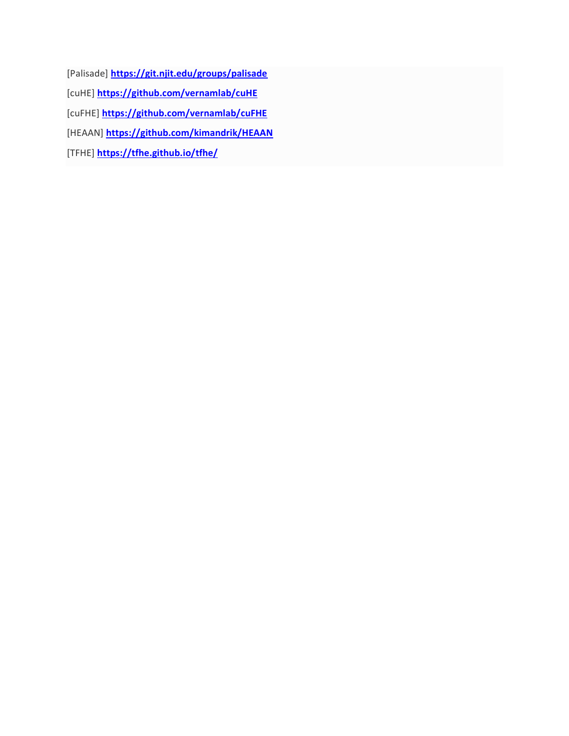[Palisade] **https://git.njit.edu/groups/palisade**

[cuHE] **https://github.com/vernamlab/cuHE**

[cuFHE] **https://github.com/vernamlab/cuFHE**

[HEAAN] **https://github.com/kimandrik/HEAAN**

[TFHE] **https://tfhe.github.io/tfhe/**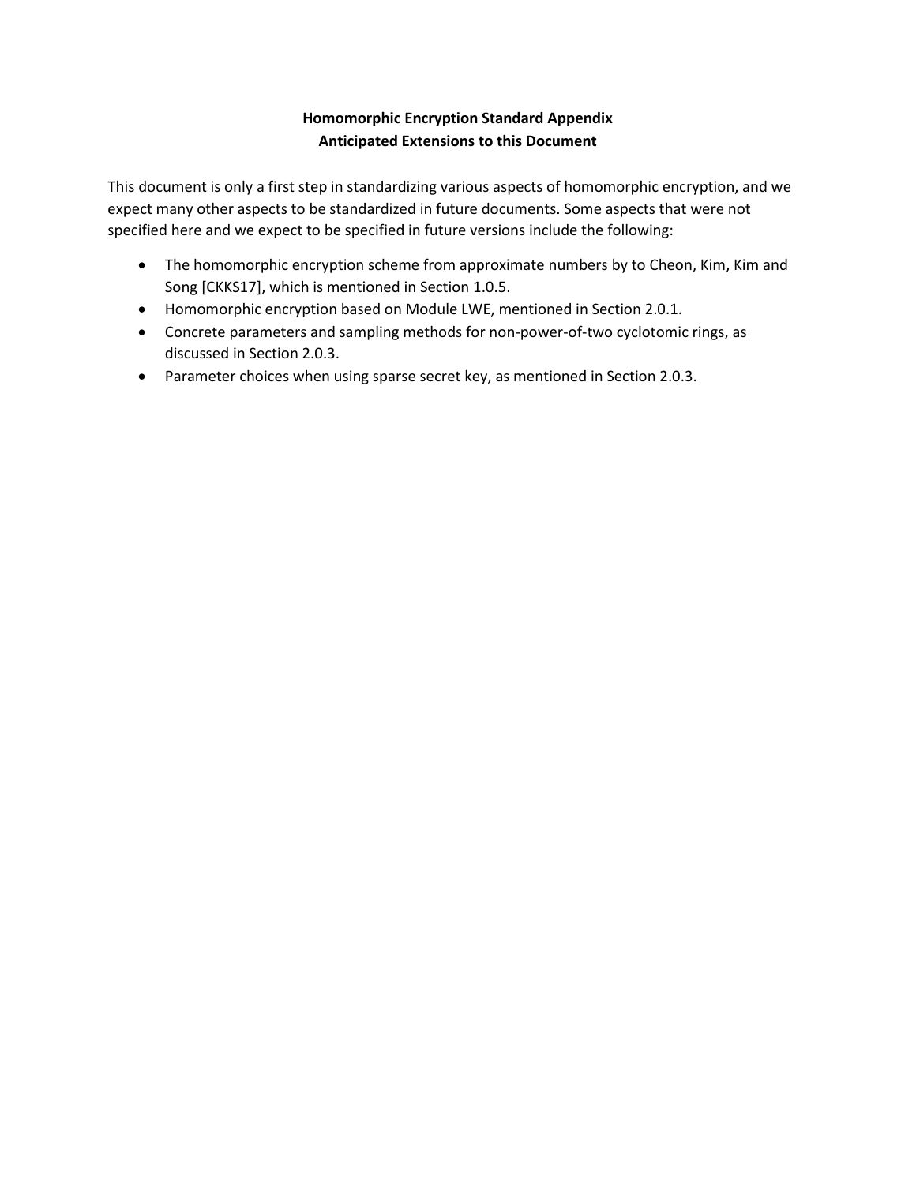# Homomorphic Encryption Standard Appendix
## Anticipated Extensions to this Document

This document is only a first step in standardizing various aspects of homomorphic encryption, and we expect many other aspects to be standardized in future documents. Some aspects that were not specified here and we expect to be specified in future versions include the following:

- The homomorphic encryption scheme from approximate numbers by to Cheon, Kim, Kim and Song [CKKS17], which is mentioned in Section 1.0.5.
- Homomorphic encryption based on Module LWE, mentioned in Section 2.0.1.
- Concrete parameters and sampling methods for non-power-of-two cyclotomic rings, as discussed in Section 2.0.3.
- Parameter choices when using sparse secret key, as mentioned in Section 2.0.3.